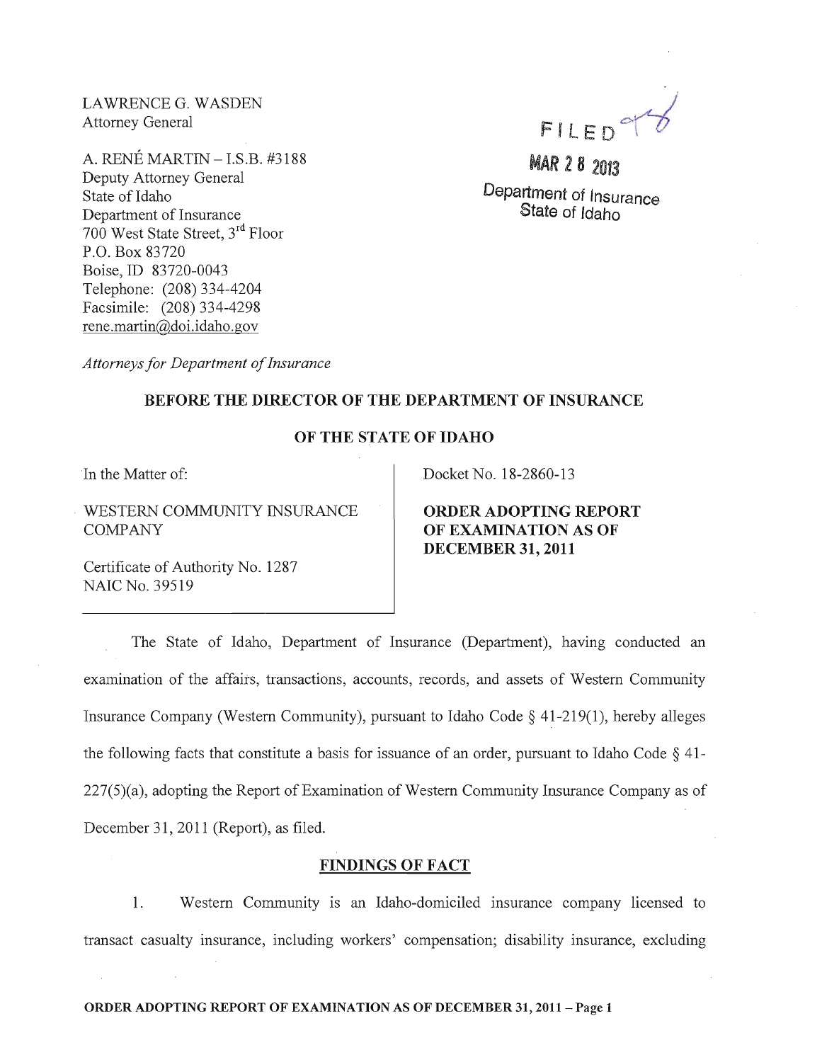LAWRENCE G. WASDEN
Attorney General

A. RENÉ MARTIN – I.S.B. #3188
Deputy Attorney General
State of Idaho
Department of Insurance
700 West State Street, 3rd Floor
P.O. Box 83720
Boise, ID 83720-0043
Telephone: (208) 334-4204
Facsimile: (208) 334-4298
rene.martin@doi.idaho.gov

FILED

MAR 28 2013

Department of Insurance
State of Idaho

*Attorneys for Department of Insurance*

**BEFORE THE DIRECTOR OF THE DEPARTMENT OF INSURANCE**

**OF THE STATE OF IDAHO**

| | |
|---|---|
| In the Matter of:<br><br>WESTERN COMMUNITY INSURANCE COMPANY<br><br>Certificate of Authority No. 1287<br>NAIC No. 39519 | Docket No. 18-2860-13<br><br>**ORDER ADOPTING REPORT OF EXAMINATION AS OF DECEMBER 31, 2011** |

The State of Idaho, Department of Insurance (Department), having conducted an examination of the affairs, transactions, accounts, records, and assets of Western Community Insurance Company (Western Community), pursuant to Idaho Code § 41-219(1), hereby alleges the following facts that constitute a basis for issuance of an order, pursuant to Idaho Code § 41-227(5)(a), adopting the Report of Examination of Western Community Insurance Company as of December 31, 2011 (Report), as filed.

## FINDINGS OF FACT

1. Western Community is an Idaho-domiciled insurance company licensed to transact casualty insurance, including workers' compensation; disability insurance, excluding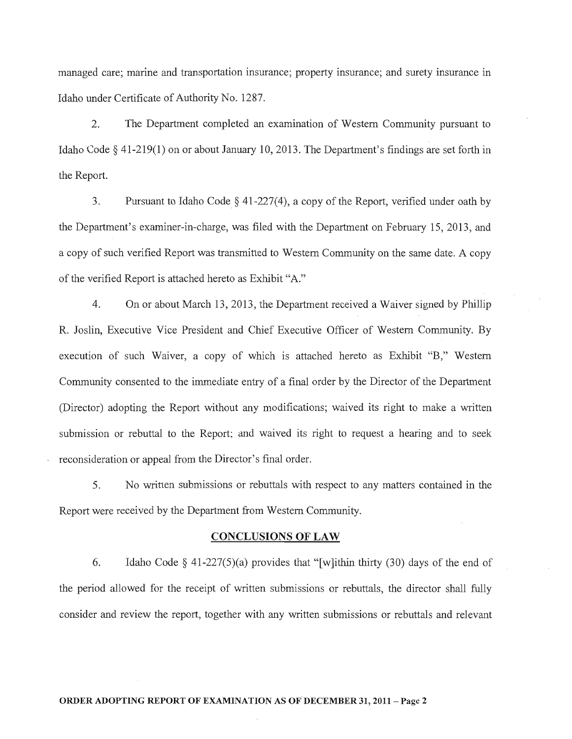managed care; marine and transportation insurance; property insurance; and surety insurance in Idaho under Certificate of Authority No. 1287.

2. The Department completed an examination of Western Community pursuant to Idaho Code § 41-219(1) on or about January 10, 2013. The Department's findings are set forth in the Report.

3. Pursuant to Idaho Code § 41-227(4), a copy of the Report, verified under oath by the Department's examiner-in-charge, was filed with the Department on February 15, 2013, and a copy of such verified Report was transmitted to Western Community on the same date. A copy of the verified Report is attached hereto as Exhibit "A."

4. On or about March 13, 2013, the Department received a Waiver signed by Phillip R. Joslin, Executive Vice President and Chief Executive Officer of Western Community. By execution of such Waiver, a copy of which is attached hereto as Exhibit "B," Western Community consented to the immediate entry of a final order by the Director of the Department (Director) adopting the Report without any modifications; waived its right to make a written submission or rebuttal to the Report; and waived its right to request a hearing and to seek reconsideration or appeal from the Director's final order.

5. No written submissions or rebuttals with respect to any matters contained in the Report were received by the Department from Western Community.

## CONCLUSIONS OF LAW

6. Idaho Code § 41-227(5)(a) provides that "[w]ithin thirty (30) days of the end of the period allowed for the receipt of written submissions or rebuttals, the director shall fully consider and review the report, together with any written submissions or rebuttals and relevant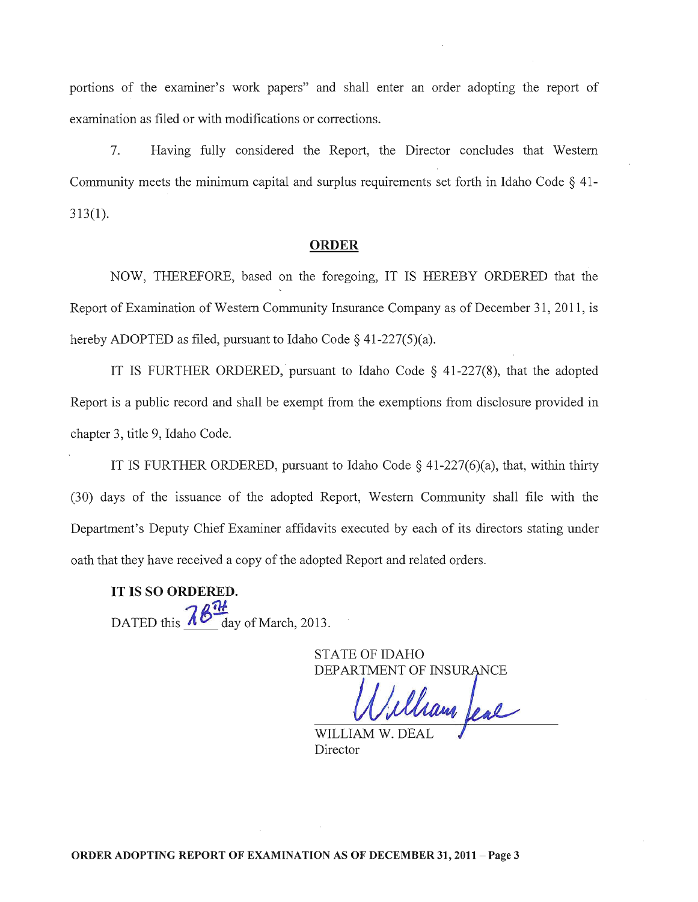portions of the examiner's work papers" and shall enter an order adopting the report of examination as filed or with modifications or corrections.

7. Having fully considered the Report, the Director concludes that Western Community meets the minimum capital and surplus requirements set forth in Idaho Code § 41-313(1).

## ORDER

NOW, THEREFORE, based on the foregoing, IT IS HEREBY ORDERED that the Report of Examination of Western Community Insurance Company as of December 31, 2011, is hereby ADOPTED as filed, pursuant to Idaho Code § 41-227(5)(a).

IT IS FURTHER ORDERED, pursuant to Idaho Code § 41-227(8), that the adopted Report is a public record and shall be exempt from the exemptions from disclosure provided in chapter 3, title 9, Idaho Code.

IT IS FURTHER ORDERED, pursuant to Idaho Code § 41-227(6)(a), that, within thirty (30) days of the issuance of the adopted Report, Western Community shall file with the Department's Deputy Chief Examiner affidavits executed by each of its directors stating under oath that they have received a copy of the adopted Report and related orders.

**IT IS SO ORDERED.**

DATED this 28th day of March, 2013.

STATE OF IDAHO
DEPARTMENT OF INSURANCE

WILLIAM W. DEAL
Director

**ORDER ADOPTING REPORT OF EXAMINATION AS OF DECEMBER 31, 2011 – Page 3**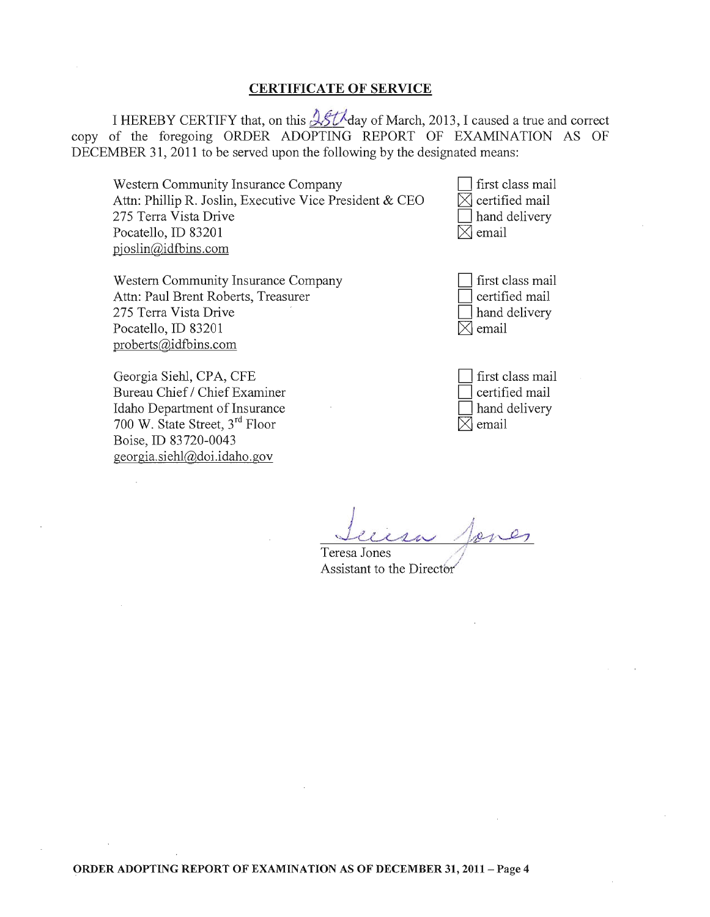## CERTIFICATE OF SERVICE

I HEREBY CERTIFY that, on this 28th day of March, 2013, I caused a true and correct copy of the foregoing ORDER ADOPTING REPORT OF EXAMINATION AS OF DECEMBER 31, 2011 to be served upon the following by the designated means:

Western Community Insurance Company
Attn: Phillip R. Joslin, Executive Vice President & CEO
275 Terra Vista Drive
Pocatello, ID 83201
pjoslin@idfbins.com

- [ ] first class mail
- [x] certified mail
- [ ] hand delivery
- [x] email

Western Community Insurance Company
Attn: Paul Brent Roberts, Treasurer
275 Terra Vista Drive
Pocatello, ID 83201
proberts@idfbins.com

- [ ] first class mail
- [ ] certified mail
- [ ] hand delivery
- [x] email

Georgia Siehl, CPA, CFE
Bureau Chief / Chief Examiner
Idaho Department of Insurance
700 W. State Street, 3rd Floor
Boise, ID 83720-0043
georgia.siehl@doi.idaho.gov

- [ ] first class mail
- [ ] certified mail
- [ ] hand delivery
- [x] email

Teresa Jones
Assistant to the Director

ORDER ADOPTING REPORT OF EXAMINATION AS OF DECEMBER 31, 2011 – Page 4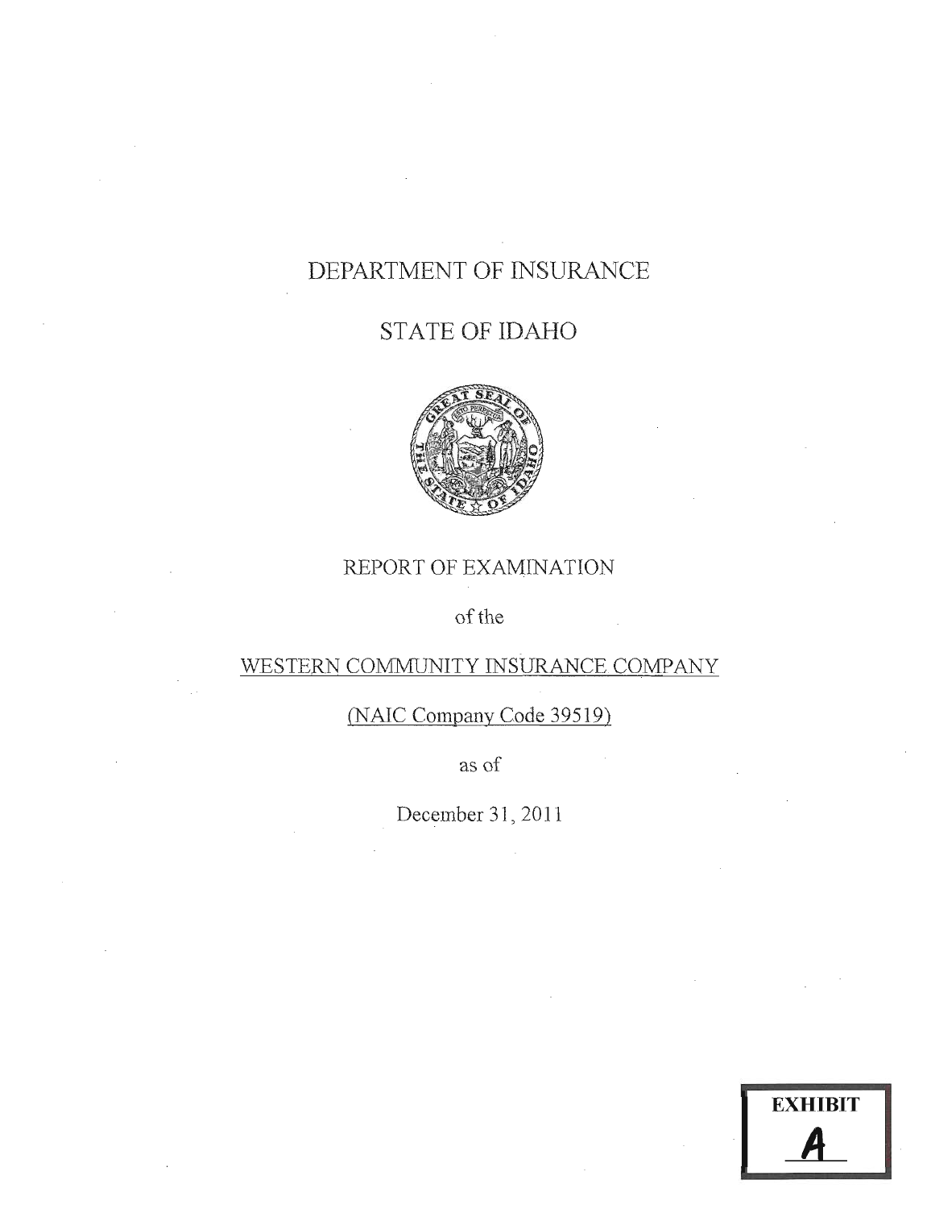# DEPARTMENT OF INSURANCE

# STATE OF IDAHO

REPORT OF EXAMINATION

of the

WESTERN COMMUNITY INSURANCE COMPANY

(NAIC Company Code 39519)

as of

December 31, 2011

EXHIBIT

A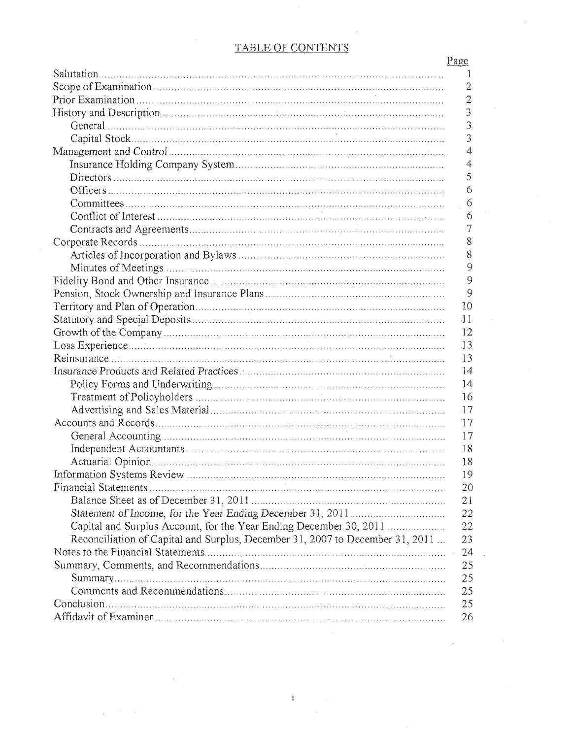# TABLE OF CONTENTS

| | Page |
|---|---|
| Salutation | 1 |
| Scope of Examination | 2 |
| Prior Examination | 2 |
| History and Description | 3 |
| General | 3 |
| Capital Stock | 3 |
| Management and Control | 4 |
| Insurance Holding Company System | 4 |
| Directors | 5 |
| Officers | 6 |
| Committees | 6 |
| Conflict of Interest | 6 |
| Contracts and Agreements | 7 |
| Corporate Records | 8 |
| Articles of Incorporation and Bylaws | 8 |
| Minutes of Meetings | 9 |
| Fidelity Bond and Other Insurance | 9 |
| Pension, Stock Ownership and Insurance Plans | 9 |
| Territory and Plan of Operation | 10 |
| Statutory and Special Deposits | 11 |
| Growth of the Company | 12 |
| Loss Experience | 13 |
| Reinsurance | 13 |
| Insurance Products and Related Practices | 14 |
| Policy Forms and Underwriting | 14 |
| Treatment of Policyholders | 16 |
| Advertising and Sales Material | 17 |
| Accounts and Records | 17 |
| General Accounting | 17 |
| Independent Accountants | 18 |
| Actuarial Opinion | 18 |
| Information Systems Review | 19 |
| Financial Statements | 20 |
| Balance Sheet as of December 31, 2011 | 21 |
| *Statement of Income, for the Year Ending December 31, 2011* | 22 |
| Capital and Surplus Account, for the Year Ending December 30, 2011 | 22 |
| Reconciliation of Capital and Surplus, December 31, 2007 to December 31, 2011 | 23 |
| Notes to the Financial Statements | 24 |
| Summary, Comments, and Recommendations | 25 |
| Summary | 25 |
| Comments and Recommendations | 25 |
| Conclusion | 25 |
| Affidavit of Examiner | 26 |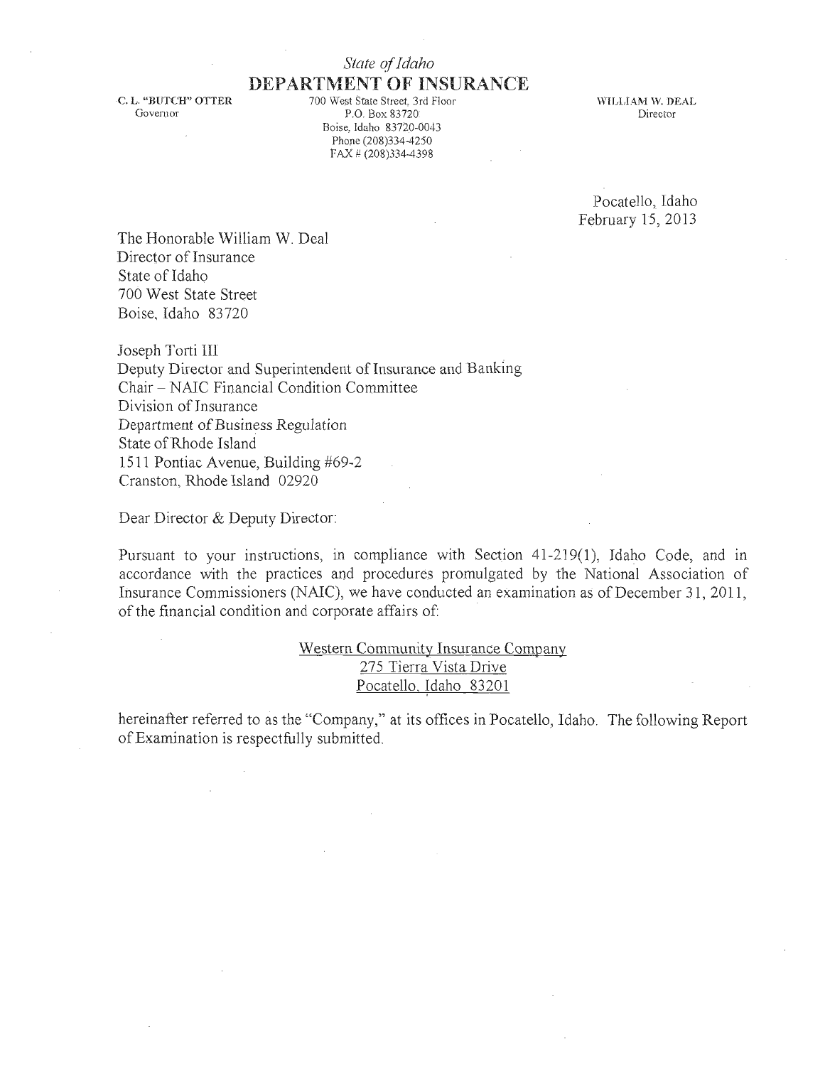*State of Idaho*

**DEPARTMENT OF INSURANCE**

C. L. "BUTCH" OTTER
Governor

700 West State Street, 3rd Floor
P.O. Box 83720
Boise, Idaho 83720-0043
Phone (208)334-4250
FAX # (208)334-4398

WILLIAM W. DEAL
Director

Pocatello, Idaho
February 15, 2013

The Honorable William W. Deal
Director of Insurance
State of Idaho
700 West State Street
Boise, Idaho 83720

Joseph Torti III
Deputy Director and Superintendent of Insurance and Banking
Chair – NAIC Financial Condition Committee
Division of Insurance
Department of Business Regulation
State of Rhode Island
1511 Pontiac Avenue, Building #69-2
Cranston, Rhode Island 02920

Dear Director & Deputy Director:

Pursuant to your instructions, in compliance with Section 41-219(1), Idaho Code, and in accordance with the practices and procedures promulgated by the National Association of Insurance Commissioners (NAIC), we have conducted an examination as of December 31, 2011, of the financial condition and corporate affairs of:

Western Community Insurance Company
275 Tierra Vista Drive
Pocatello, Idaho 83201

hereinafter referred to as the "Company," at its offices in Pocatello, Idaho. The following Report of Examination is respectfully submitted.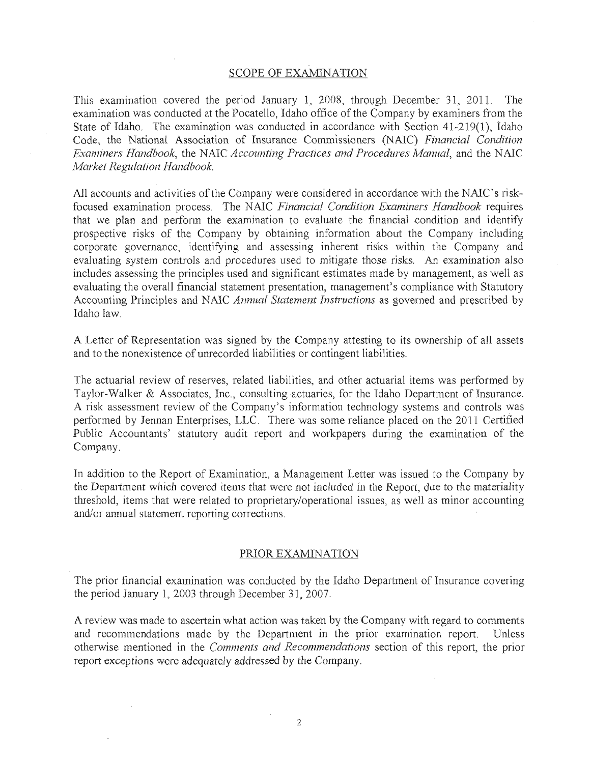## SCOPE OF EXAMINATION

This examination covered the period January 1, 2008, through December 31, 2011. The examination was conducted at the Pocatello, Idaho office of the Company by examiners from the State of Idaho. The examination was conducted in accordance with Section 41-219(1), Idaho Code, the National Association of Insurance Commissioners (NAIC) *Financial Condition Examiners Handbook*, the NAIC *Accounting Practices and Procedures Manual*, and the NAIC *Market Regulation Handbook*.

All accounts and activities of the Company were considered in accordance with the NAIC's risk-focused examination process. The NAIC *Financial Condition Examiners Handbook* requires that we plan and perform the examination to evaluate the financial condition and identify prospective risks of the Company by obtaining information about the Company including corporate governance, identifying and assessing inherent risks within the Company and evaluating system controls and procedures used to mitigate those risks. An examination also includes assessing the principles used and significant estimates made by management, as well as evaluating the overall financial statement presentation, management's compliance with Statutory Accounting Principles and NAIC *Annual Statement Instructions* as governed and prescribed by Idaho law.

A Letter of Representation was signed by the Company attesting to its ownership of all assets and to the nonexistence of unrecorded liabilities or contingent liabilities.

The actuarial review of reserves, related liabilities, and other actuarial items was performed by Taylor-Walker & Associates, Inc., consulting actuaries, for the Idaho Department of Insurance. A risk assessment review of the Company's information technology systems and controls was performed by Jennan Enterprises, LLC. There was some reliance placed on the 2011 Certified Public Accountants' statutory audit report and workpapers during the examination of the Company.

In addition to the Report of Examination, a Management Letter was issued to the Company by the Department which covered items that were not included in the Report, due to the materiality threshold, items that were related to proprietary/operational issues, as well as minor accounting and/or annual statement reporting corrections.

## PRIOR EXAMINATION

The prior financial examination was conducted by the Idaho Department of Insurance covering the period January 1, 2003 through December 31, 2007.

A review was made to ascertain what action was taken by the Company with regard to comments and recommendations made by the Department in the prior examination report. Unless otherwise mentioned in the *Comments and Recommendations* section of this report, the prior report exceptions were adequately addressed by the Company.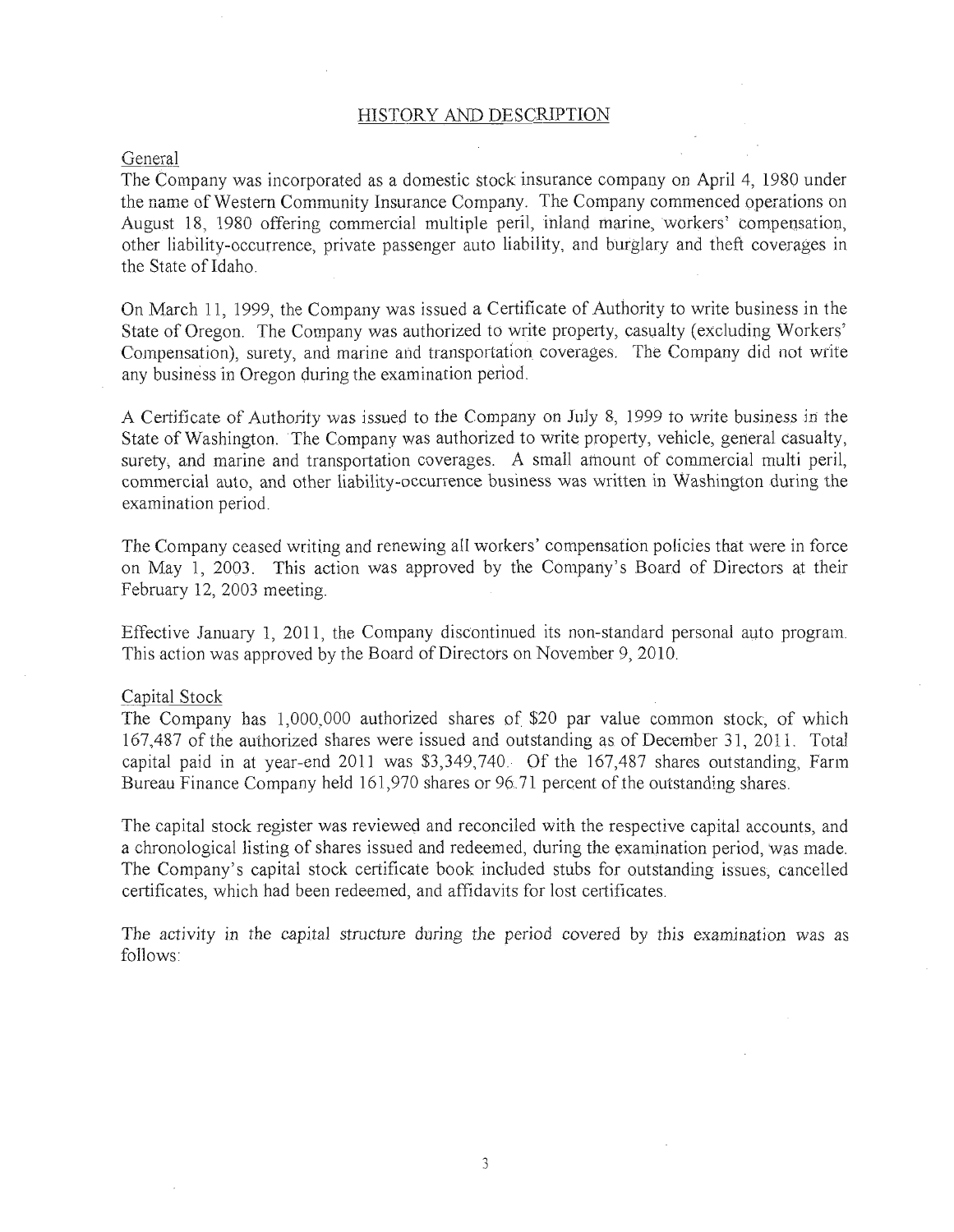## HISTORY AND DESCRIPTION

### General

The Company was incorporated as a domestic stock insurance company on April 4, 1980 under the name of Western Community Insurance Company. The Company commenced operations on August 18, 1980 offering commercial multiple peril, inland marine, workers' compensation, other liability-occurrence, private passenger auto liability, and burglary and theft coverages in the State of Idaho.

On March 11, 1999, the Company was issued a Certificate of Authority to write business in the State of Oregon. The Company was authorized to write property, casualty (excluding Workers' Compensation), surety, and marine and transportation coverages. The Company did not write any business in Oregon during the examination period.

A Certificate of Authority was issued to the Company on July 8, 1999 to write business in the State of Washington. The Company was authorized to write property, vehicle, general casualty, surety, and marine and transportation coverages. A small amount of commercial multi peril, commercial auto, and other liability-occurrence business was written in Washington during the examination period.

The Company ceased writing and renewing all workers' compensation policies that were in force on May 1, 2003. This action was approved by the Company's Board of Directors at their February 12, 2003 meeting.

Effective January 1, 2011, the Company discontinued its non-standard personal auto program. This action was approved by the Board of Directors on November 9, 2010.

### Capital Stock

The Company has 1,000,000 authorized shares of $20 par value common stock, of which 167,487 of the authorized shares were issued and outstanding as of December 31, 2011. Total capital paid in at year-end 2011 was $3,349,740. Of the 167,487 shares outstanding, Farm Bureau Finance Company held 161,970 shares or 96.71 percent of the outstanding shares.

The capital stock register was reviewed and reconciled with the respective capital accounts, and a chronological listing of shares issued and redeemed, during the examination period, was made. The Company's capital stock certificate book included stubs for outstanding issues, cancelled certificates, which had been redeemed, and affidavits for lost certificates.

The activity in the capital structure during the period covered by this examination was as follows: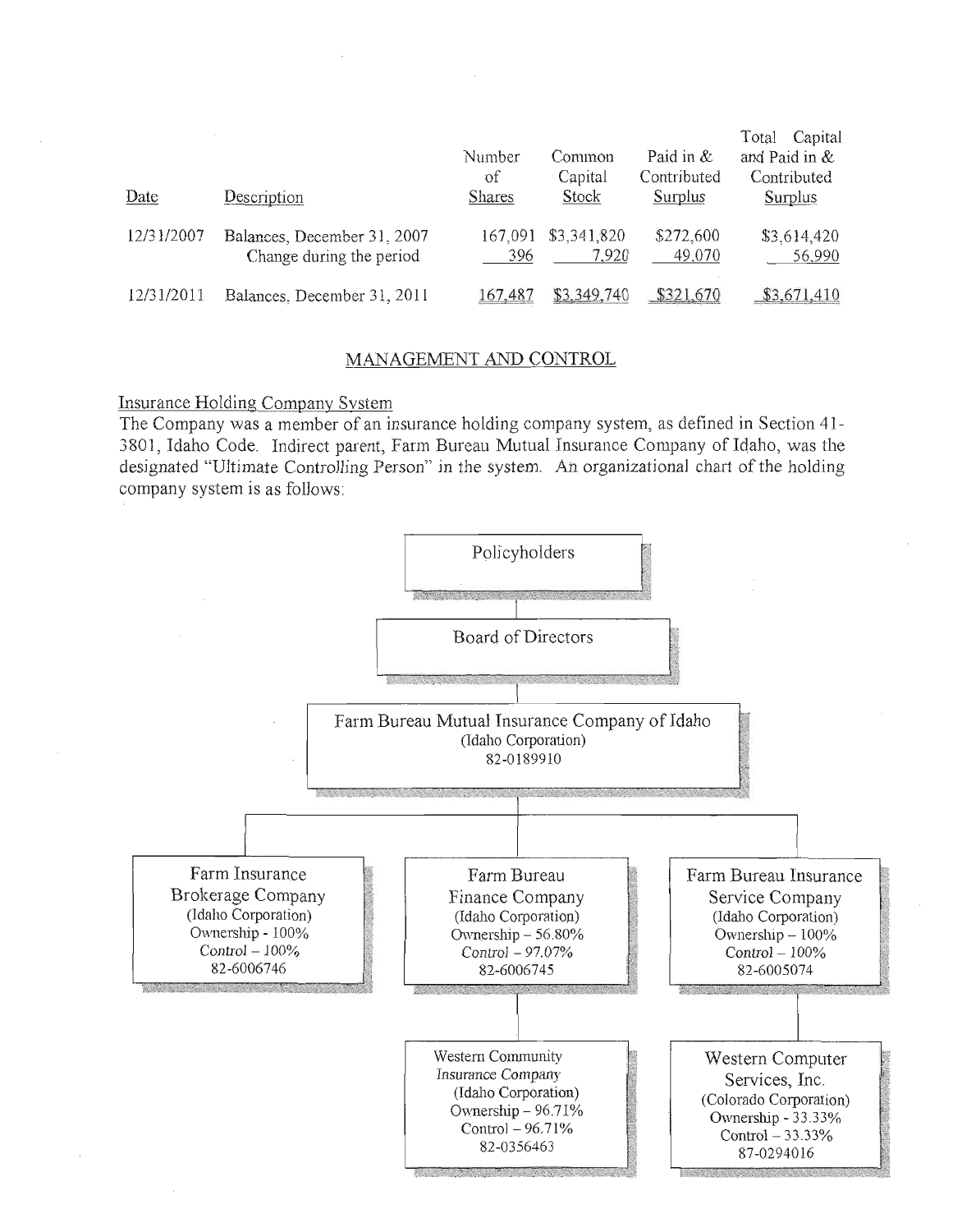| Date | Description | Number of Shares | Common Capital Stock | Paid in & Contributed Surplus | Total Capital and Paid in & Contributed Surplus |
|---|---|---|---|---|---|
| 12/31/2007 | Balances, December 31, 2007 | 167,091 | $3,341,820 | $272,600 | $3,614,420 |
| | Change during the period | 396 | 7,920 | 49,070 | 56,990 |
| 12/31/2011 | Balances, December 31, 2011 | 167,487 | $3,349,740 | $321,670 | $3,671,410 |

## MANAGEMENT AND CONTROL

### Insurance Holding Company System

The Company was a member of an insurance holding company system, as defined in Section 41-3801, Idaho Code. Indirect parent, Farm Bureau Mutual Insurance Company of Idaho, was the designated "Ultimate Controlling Person" in the system. An organizational chart of the holding company system is as follows:

- Policyholders
  - Board of Directors
    - Farm Bureau Mutual Insurance Company of Idaho (Idaho Corporation) 82-0189910
      - Farm Insurance Brokerage Company (Idaho Corporation) Ownership - 100% Control – 100% 82-6006746
      - Farm Bureau Finance Company (Idaho Corporation) Ownership – 56.80% Control – 97.07% 82-6006745
        - Western Community Insurance Company (Idaho Corporation) Ownership – 96.71% Control – 96.71% 82-0356463
      - Farm Bureau Insurance Service Company (Idaho Corporation) Ownership – 100% Control – 100% 82-6005074
        - Western Computer Services, Inc. (Colorado Corporation) Ownership - 33.33% Control – 33.33% 87-0294016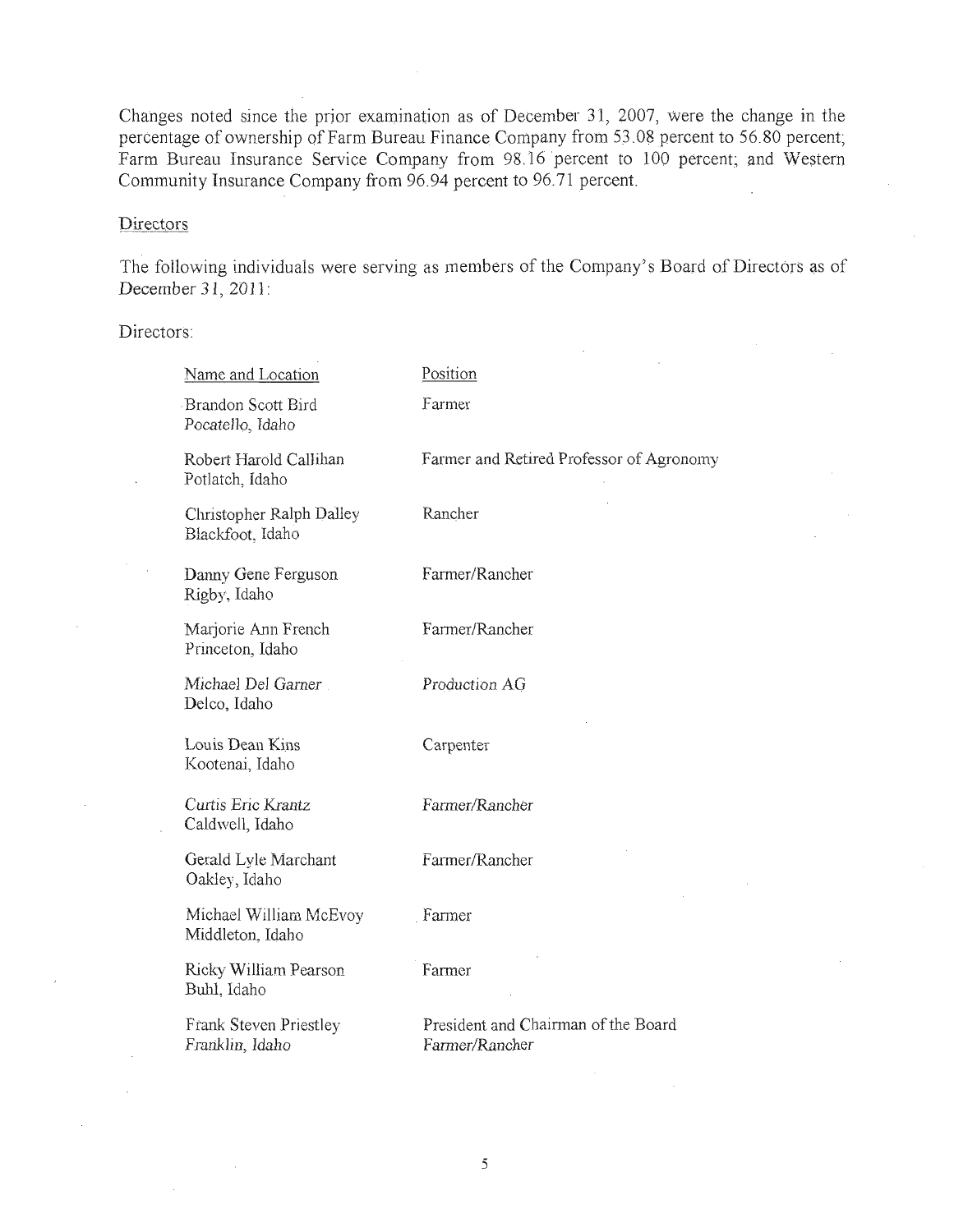Changes noted since the prior examination as of December 31, 2007, were the change in the percentage of ownership of Farm Bureau Finance Company from 53.08 percent to 56.80 percent; Farm Bureau Insurance Service Company from 98.16 percent to 100 percent; and Western Community Insurance Company from 96.94 percent to 96.71 percent.

## Directors

The following individuals were serving as members of the Company's Board of Directors as of December 31, 2011:

Directors:

| Name and Location | Position |
|---|---|
| Brandon Scott Bird<br>Pocatello, Idaho | Farmer |
| Robert Harold Callihan<br>Potlatch, Idaho | Farmer and Retired Professor of Agronomy |
| Christopher Ralph Dalley<br>Blackfoot, Idaho | Rancher |
| Danny Gene Ferguson<br>Rigby, Idaho | Farmer/Rancher |
| Marjorie Ann French<br>Princeton, Idaho | Farmer/Rancher |
| Michael Del Garner<br>Delco, Idaho | Production AG |
| Louis Dean Kins<br>Kootenai, Idaho | Carpenter |
| Curtis Eric Krantz<br>Caldwell, Idaho | Farmer/Rancher |
| Gerald Lyle Marchant<br>Oakley, Idaho | Farmer/Rancher |
| Michael William McEvoy<br>Middleton, Idaho | Farmer |
| Ricky William Pearson<br>Buhl, Idaho | Farmer |
| Frank Steven Priestley<br>Franklin, Idaho | President and Chairman of the Board<br>Farmer/Rancher |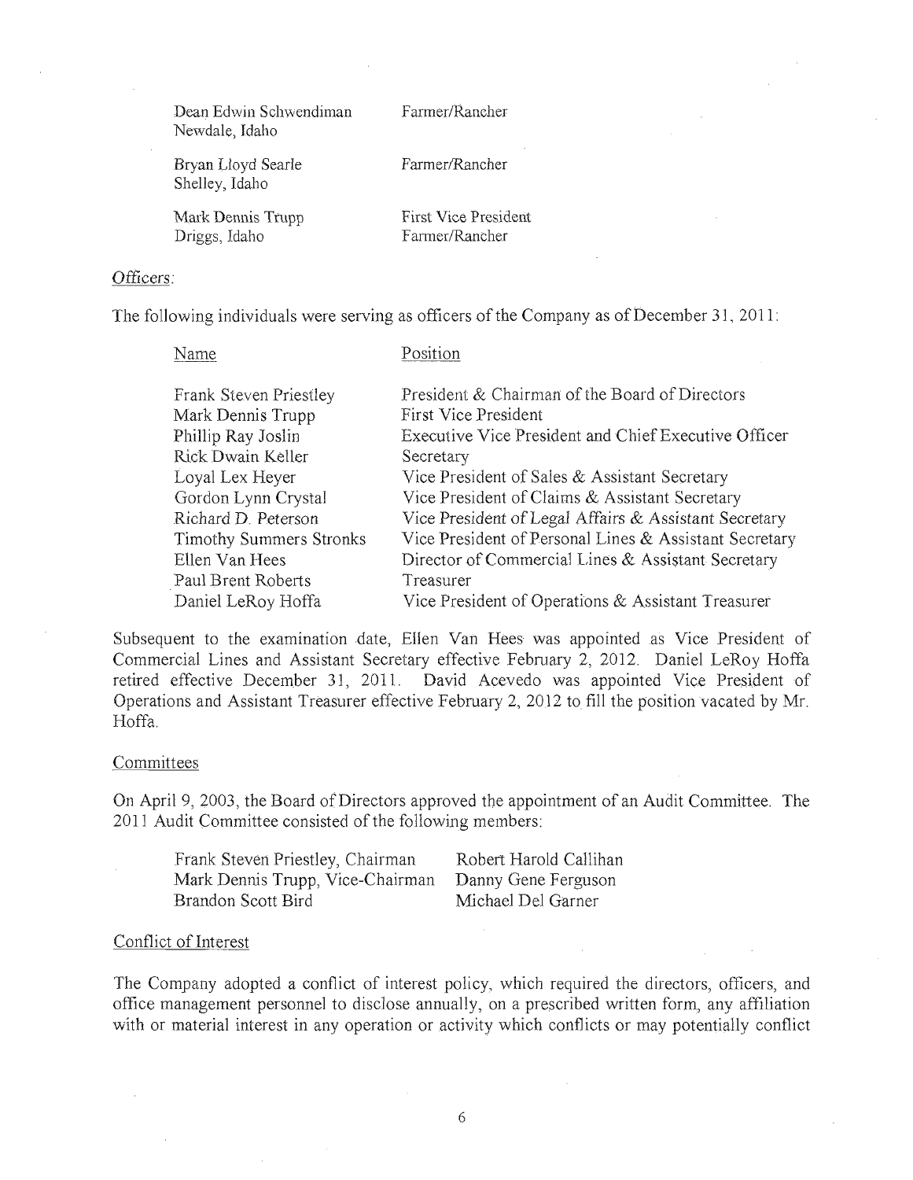| | |
|---|---|
| Dean Edwin Schwendiman<br>Newdale, Idaho | Farmer/Rancher |
| Bryan Lloyd Searle<br>Shelley, Idaho | Farmer/Rancher |
| Mark Dennis Trupp<br>Driggs, Idaho | First Vice President<br>Farmer/Rancher |

Officers:

The following individuals were serving as officers of the Company as of December 31, 2011:

| Name | Position |
|---|---|
| Frank Steven Priestley | President & Chairman of the Board of Directors |
| Mark Dennis Trupp | First Vice President |
| Phillip Ray Joslin | Executive Vice President and Chief Executive Officer |
| Rick Dwain Keller | Secretary |
| Loyal Lex Heyer | Vice President of Sales & Assistant Secretary |
| Gordon Lynn Crystal | Vice President of Claims & Assistant Secretary |
| Richard D. Peterson | Vice President of Legal Affairs & Assistant Secretary |
| Timothy Summers Stronks | Vice President of Personal Lines & Assistant Secretary |
| Ellen Van Hees | Director of Commercial Lines & Assistant Secretary |
| Paul Brent Roberts | Treasurer |
| Daniel LeRoy Hoffa | Vice President of Operations & Assistant Treasurer |

Subsequent to the examination date, Ellen Van Hees was appointed as Vice President of Commercial Lines and Assistant Secretary effective February 2, 2012. Daniel LeRoy Hoffa retired effective December 31, 2011. David Acevedo was appointed Vice President of Operations and Assistant Treasurer effective February 2, 2012 to fill the position vacated by Mr. Hoffa.

Committees

On April 9, 2003, the Board of Directors approved the appointment of an Audit Committee. The 2011 Audit Committee consisted of the following members:

| | |
|---|---|
| Frank Steven Priestley, Chairman | Robert Harold Callihan |
| Mark Dennis Trupp, Vice-Chairman | Danny Gene Ferguson |
| Brandon Scott Bird | Michael Del Garner |

Conflict of Interest

The Company adopted a conflict of interest policy, which required the directors, officers, and office management personnel to disclose annually, on a prescribed written form, any affiliation with or material interest in any operation or activity which conflicts or may potentially conflict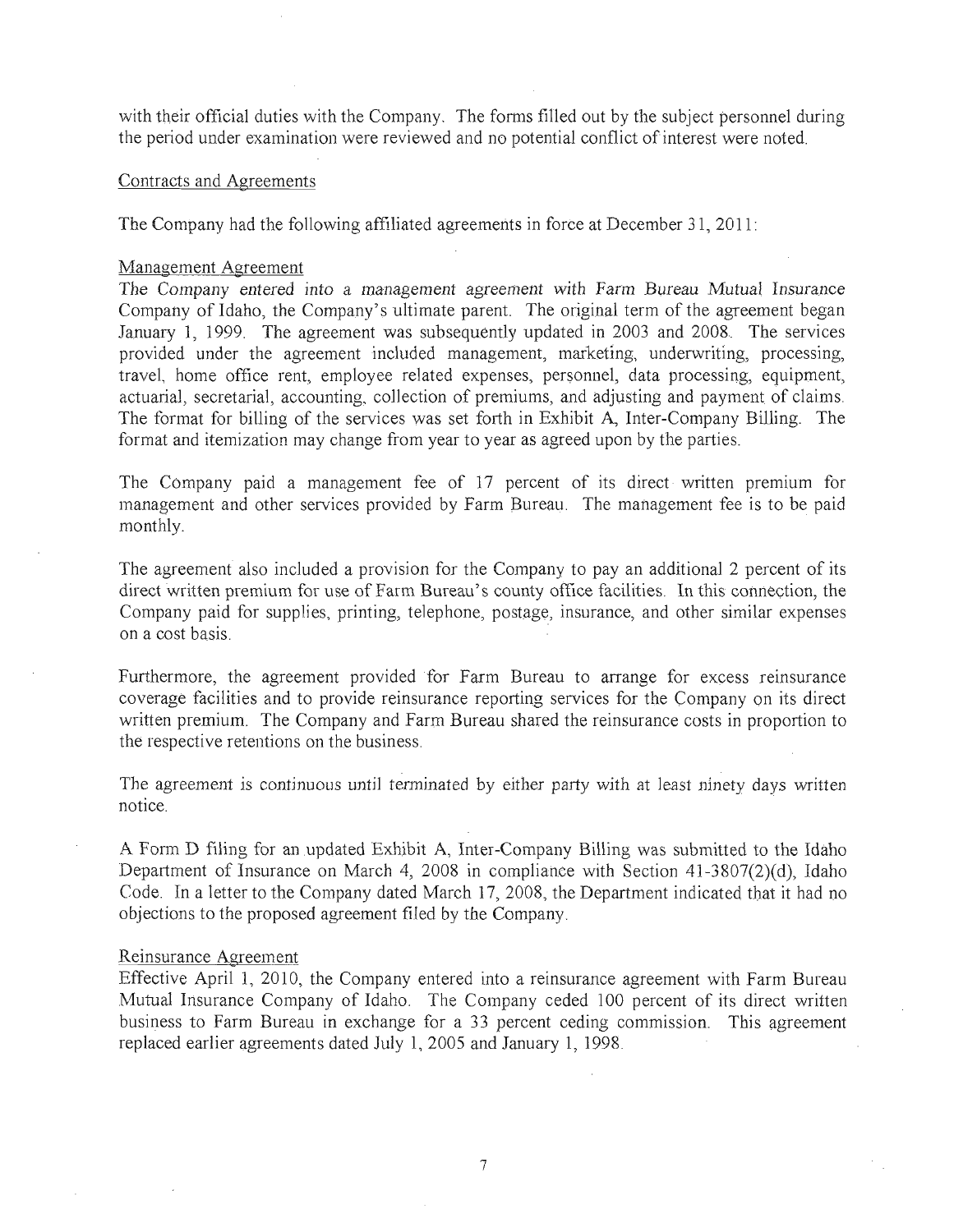with their official duties with the Company. The forms filled out by the subject personnel during the period under examination were reviewed and no potential conflict of interest were noted.

Contracts and Agreements

The Company had the following affiliated agreements in force at December 31, 2011:

Management Agreement

The Company entered into a management agreement with Farm Bureau Mutual Insurance Company of Idaho, the Company's ultimate parent. The original term of the agreement began January 1, 1999. The agreement was subsequently updated in 2003 and 2008. The services provided under the agreement included management, marketing, underwriting, processing, travel, home office rent, employee related expenses, personnel, data processing, equipment, actuarial, secretarial, accounting, collection of premiums, and adjusting and payment of claims. The format for billing of the services was set forth in Exhibit A, Inter-Company Billing. The format and itemization may change from year to year as agreed upon by the parties.

The Company paid a management fee of 17 percent of its direct written premium for management and other services provided by Farm Bureau. The management fee is to be paid monthly.

The agreement also included a provision for the Company to pay an additional 2 percent of its direct written premium for use of Farm Bureau's county office facilities. In this connection, the Company paid for supplies, printing, telephone, postage, insurance, and other similar expenses on a cost basis.

Furthermore, the agreement provided for Farm Bureau to arrange for excess reinsurance coverage facilities and to provide reinsurance reporting services for the Company on its direct written premium. The Company and Farm Bureau shared the reinsurance costs in proportion to the respective retentions on the business.

The agreement is continuous until terminated by either party with at least ninety days written notice.

A Form D filing for an updated Exhibit A, Inter-Company Billing was submitted to the Idaho Department of Insurance on March 4, 2008 in compliance with Section 41-3807(2)(d), Idaho Code. In a letter to the Company dated March 17, 2008, the Department indicated that it had no objections to the proposed agreement filed by the Company.

Reinsurance Agreement

Effective April 1, 2010, the Company entered into a reinsurance agreement with Farm Bureau Mutual Insurance Company of Idaho. The Company ceded 100 percent of its direct written business to Farm Bureau in exchange for a 33 percent ceding commission. This agreement replaced earlier agreements dated July 1, 2005 and January 1, 1998.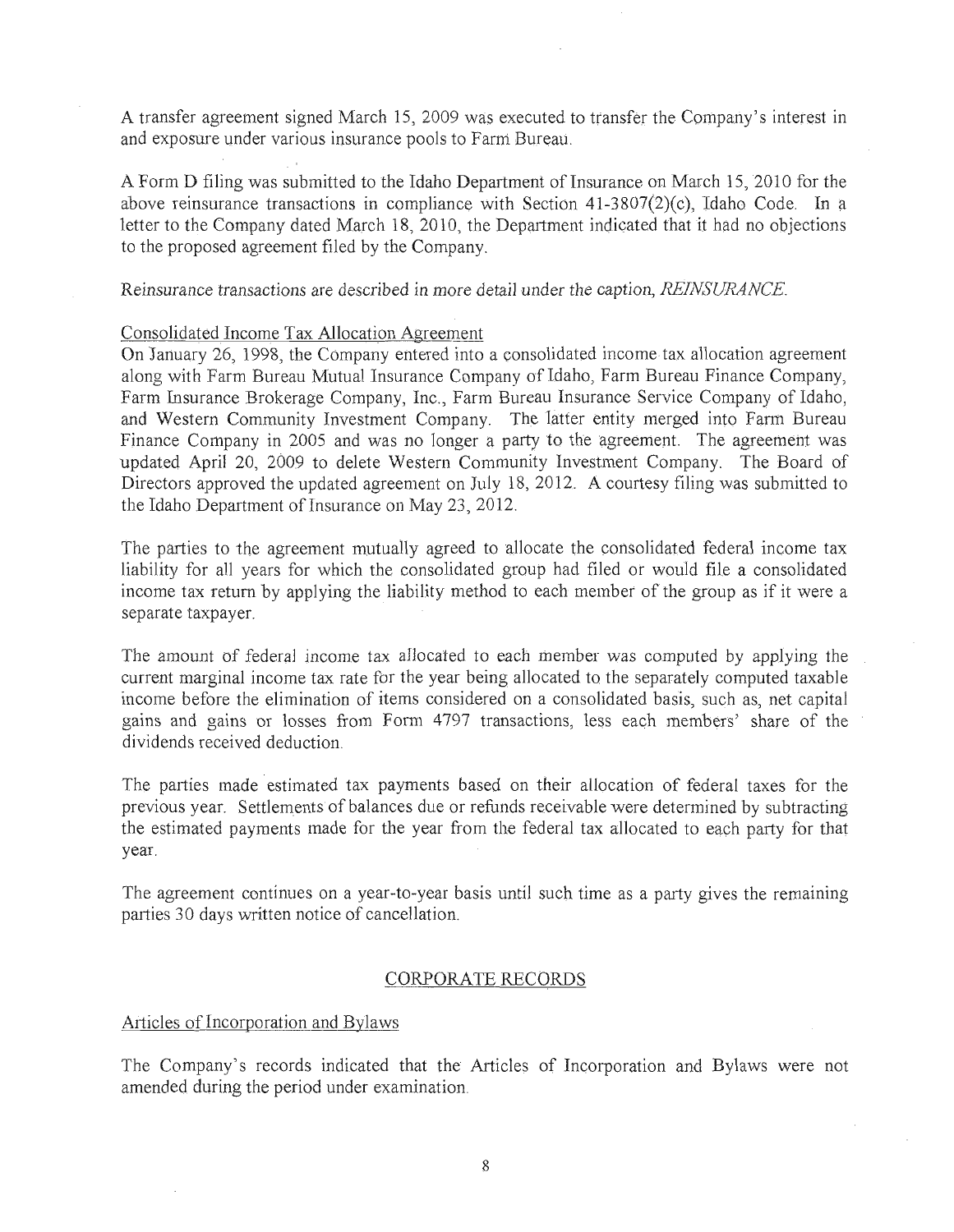A transfer agreement signed March 15, 2009 was executed to transfer the Company's interest in and exposure under various insurance pools to Farm Bureau.

A Form D filing was submitted to the Idaho Department of Insurance on March 15, 2010 for the above reinsurance transactions in compliance with Section 41-3807(2)(c), Idaho Code. In a letter to the Company dated March 18, 2010, the Department indicated that it had no objections to the proposed agreement filed by the Company.

*Reinsurance transactions are described in more detail under the caption, REINSURANCE.*

Consolidated Income Tax Allocation Agreement

On January 26, 1998, the Company entered into a consolidated income tax allocation agreement along with Farm Bureau Mutual Insurance Company of Idaho, Farm Bureau Finance Company, Farm Insurance Brokerage Company, Inc., Farm Bureau Insurance Service Company of Idaho, and Western Community Investment Company. The latter entity merged into Farm Bureau Finance Company in 2005 and was no longer a party to the agreement. The agreement was updated April 20, 2009 to delete Western Community Investment Company. The Board of Directors approved the updated agreement on July 18, 2012. A courtesy filing was submitted to the Idaho Department of Insurance on May 23, 2012.

The parties to the agreement mutually agreed to allocate the consolidated federal income tax liability for all years for which the consolidated group had filed or would file a consolidated income tax return by applying the liability method to each member of the group as if it were a separate taxpayer.

The amount of federal income tax allocated to each member was computed by applying the current marginal income tax rate for the year being allocated to the separately computed taxable income before the elimination of items considered on a consolidated basis, such as, net capital gains and gains or losses from Form 4797 transactions, less each members' share of the dividends received deduction.

The parties made estimated tax payments based on their allocation of federal taxes for the previous year. Settlements of balances due or refunds receivable were determined by subtracting the estimated payments made for the year from the federal tax allocated to each party for that year.

The agreement continues on a year-to-year basis until such time as a party gives the remaining parties 30 days written notice of cancellation.

## CORPORATE RECORDS

Articles of Incorporation and Bylaws

The Company's records indicated that the Articles of Incorporation and Bylaws were not amended during the period under examination.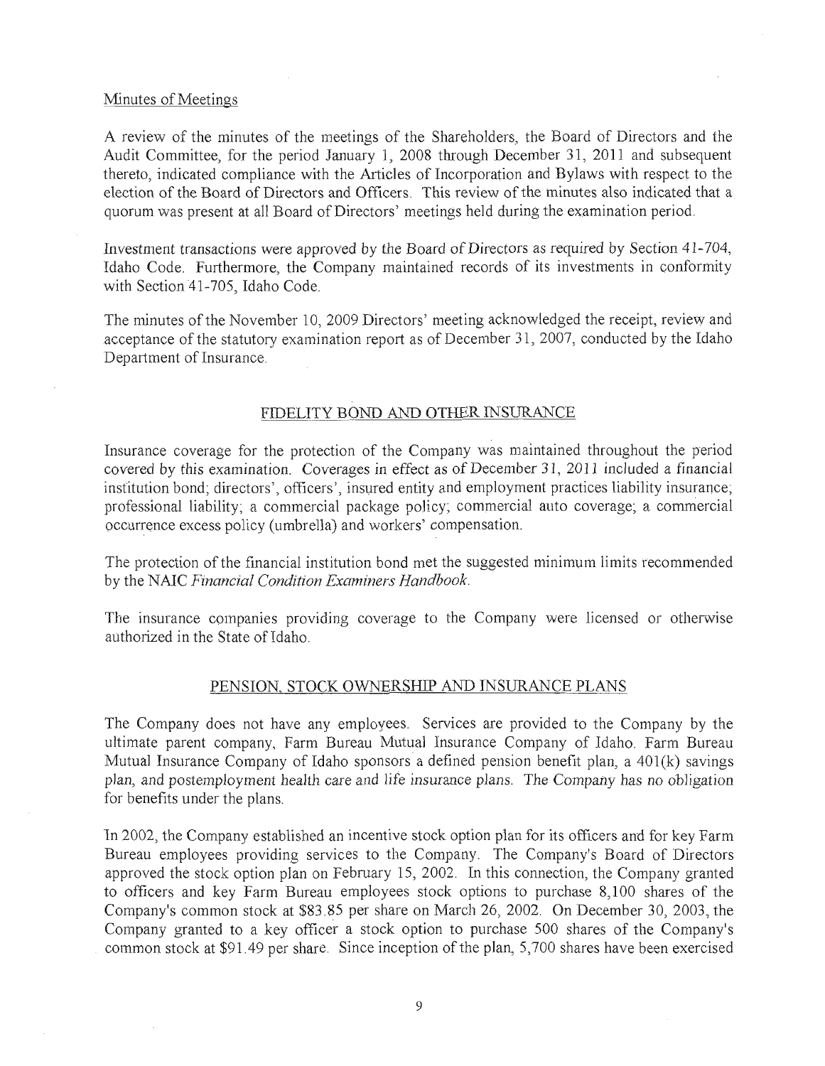Minutes of Meetings

A review of the minutes of the meetings of the Shareholders, the Board of Directors and the Audit Committee, for the period January 1, 2008 through December 31, 2011 and subsequent thereto, indicated compliance with the Articles of Incorporation and Bylaws with respect to the election of the Board of Directors and Officers. This review of the minutes also indicated that a quorum was present at all Board of Directors' meetings held during the examination period.

Investment transactions were approved by the Board of Directors as required by Section 41-704, Idaho Code. Furthermore, the Company maintained records of its investments in conformity with Section 41-705, Idaho Code.

The minutes of the November 10, 2009 Directors' meeting acknowledged the receipt, review and acceptance of the statutory examination report as of December 31, 2007, conducted by the Idaho Department of Insurance.

## FIDELITY BOND AND OTHER INSURANCE

Insurance coverage for the protection of the Company was maintained throughout the period covered by this examination. Coverages in effect as of December 31, 2011 included a financial institution bond; directors', officers', insured entity and employment practices liability insurance; professional liability; a commercial package policy; commercial auto coverage; a commercial occurrence excess policy (umbrella) and workers' compensation.

The protection of the financial institution bond met the suggested minimum limits recommended by the NAIC *Financial Condition Examiners Handbook*.

The insurance companies providing coverage to the Company were licensed or otherwise authorized in the State of Idaho.

## PENSION, STOCK OWNERSHIP AND INSURANCE PLANS

The Company does not have any employees. Services are provided to the Company by the ultimate parent company, Farm Bureau Mutual Insurance Company of Idaho. Farm Bureau Mutual Insurance Company of Idaho sponsors a defined pension benefit plan, a 401(k) savings plan, and postemployment health care and life insurance plans. The Company has no obligation for benefits under the plans.

In 2002, the Company established an incentive stock option plan for its officers and for key Farm Bureau employees providing services to the Company. The Company's Board of Directors approved the stock option plan on February 15, 2002. In this connection, the Company granted to officers and key Farm Bureau employees stock options to purchase 8,100 shares of the Company's common stock at $83.85 per share on March 26, 2002. On December 30, 2003, the Company granted to a key officer a stock option to purchase 500 shares of the Company's common stock at $91.49 per share. Since inception of the plan, 5,700 shares have been exercised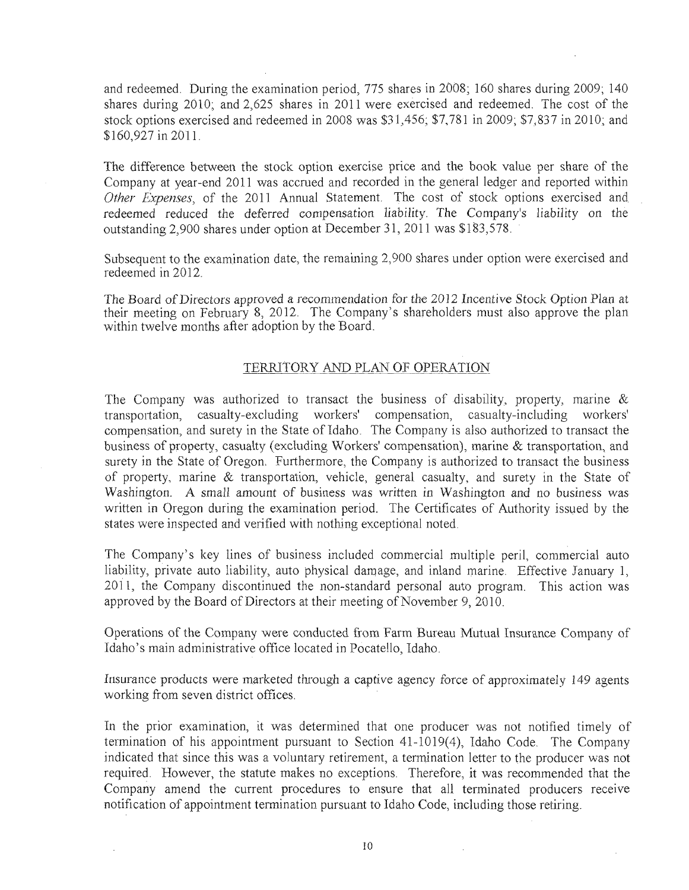and redeemed. During the examination period, 775 shares in 2008; 160 shares during 2009; 140 shares during 2010; and 2,625 shares in 2011 were exercised and redeemed. The cost of the stock options exercised and redeemed in 2008 was $31,456; $7,781 in 2009; $7,837 in 2010; and $160,927 in 2011.

The difference between the stock option exercise price and the book value per share of the Company at year-end 2011 was accrued and recorded in the general ledger and reported within *Other Expenses*, of the 2011 Annual Statement. The cost of stock options exercised and redeemed reduced the deferred compensation liability. The Company's liability on the outstanding 2,900 shares under option at December 31, 2011 was $183,578.

Subsequent to the examination date, the remaining 2,900 shares under option were exercised and redeemed in 2012.

The Board of Directors approved a recommendation for the 2012 Incentive Stock Option Plan at their meeting on February 8, 2012. The Company's shareholders must also approve the plan within twelve months after adoption by the Board.

## TERRITORY AND PLAN OF OPERATION

The Company was authorized to transact the business of disability, property, marine & transportation, casualty-excluding workers' compensation, casualty-including workers' compensation, and surety in the State of Idaho. The Company is also authorized to transact the business of property, casualty (excluding Workers' compensation), marine & transportation, and surety in the State of Oregon. Furthermore, the Company is authorized to transact the business of property, marine & transportation, vehicle, general casualty, and surety in the State of Washington. A small amount of business was written in Washington and no business was written in Oregon during the examination period. The Certificates of Authority issued by the states were inspected and verified with nothing exceptional noted.

The Company's key lines of business included commercial multiple peril, commercial auto liability, private auto liability, auto physical damage, and inland marine. Effective January 1, 2011, the Company discontinued the non-standard personal auto program. This action was approved by the Board of Directors at their meeting of November 9, 2010.

Operations of the Company were conducted from Farm Bureau Mutual Insurance Company of Idaho's main administrative office located in Pocatello, Idaho.

Insurance products were marketed through a captive agency force of approximately 149 agents working from seven district offices.

In the prior examination, it was determined that one producer was not notified timely of termination of his appointment pursuant to Section 41-1019(4), Idaho Code. The Company indicated that since this was a voluntary retirement, a termination letter to the producer was not required. However, the statute makes no exceptions. Therefore, it was recommended that the Company amend the current procedures to ensure that all terminated producers receive notification of appointment termination pursuant to Idaho Code, including those retiring.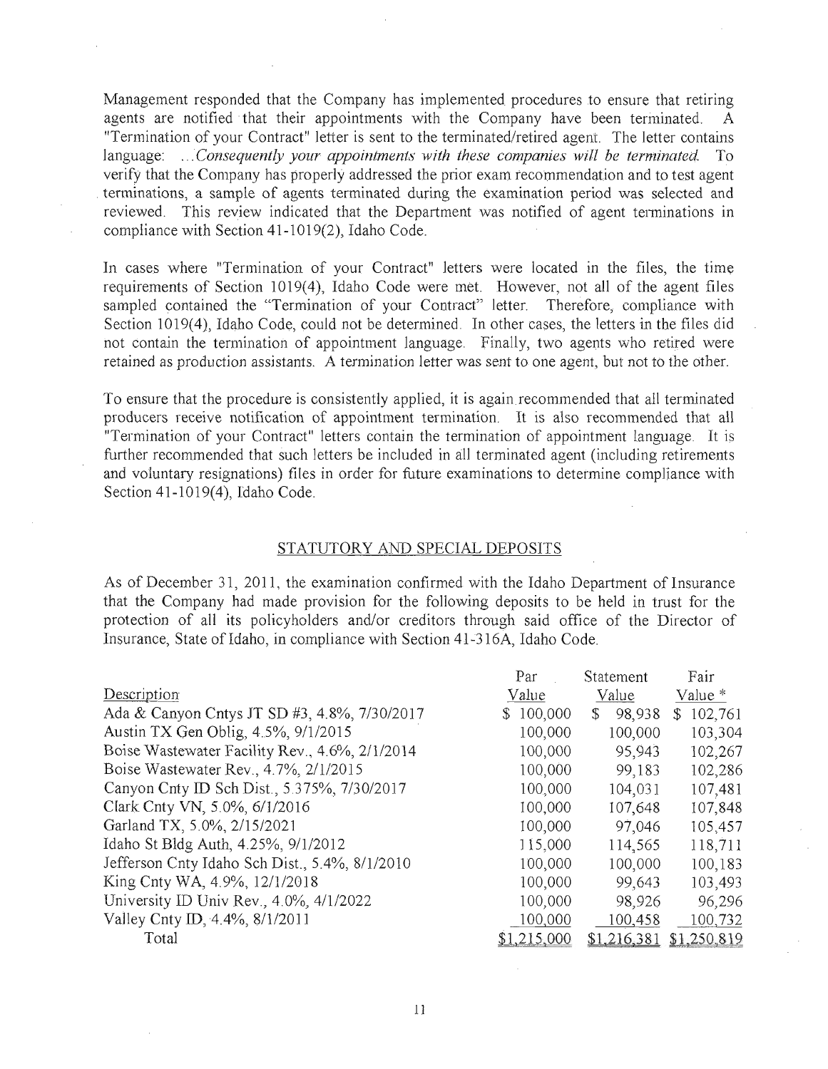Management responded that the Company has implemented procedures to ensure that retiring agents are notified that their appointments with the Company have been terminated. A "Termination of your Contract" letter is sent to the terminated/retired agent. The letter contains language: ...*Consequently your appointments with these companies will be terminated.* To verify that the Company has properly addressed the prior exam recommendation and to test agent terminations, a sample of agents terminated during the examination period was selected and reviewed. This review indicated that the Department was notified of agent terminations in compliance with Section 41-1019(2), Idaho Code.

In cases where "Termination of your Contract" letters were located in the files, the time requirements of Section 1019(4), Idaho Code were met. However, not all of the agent files sampled contained the "Termination of your Contract" letter. Therefore, compliance with Section 1019(4), Idaho Code, could not be determined. In other cases, the letters in the files did not contain the termination of appointment language. Finally, two agents who retired were retained as production assistants. A termination letter was sent to one agent, but not to the other.

To ensure that the procedure is consistently applied, it is again recommended that all terminated producers receive notification of appointment termination. It is also recommended that all "Termination of your Contract" letters contain the termination of appointment language. It is further recommended that such letters be included in all terminated agent (including retirements and voluntary resignations) files in order for future examinations to determine compliance with Section 41-1019(4), Idaho Code.

## STATUTORY AND SPECIAL DEPOSITS

As of December 31, 2011, the examination confirmed with the Idaho Department of Insurance that the Company had made provision for the following deposits to be held in trust for the protection of all its policyholders and/or creditors through said office of the Director of Insurance, State of Idaho, in compliance with Section 41-316A, Idaho Code.

| Description | Par Value | Statement Value | Fair Value * |
|---|---|---|---|
| Ada & Canyon Cntys JT SD #3, 4.8%, 7/30/2017 | $ 100,000 | $ 98,938 | $ 102,761 |
| Austin TX Gen Oblig, 4.5%, 9/1/2015 | 100,000 | 100,000 | 103,304 |
| Boise Wastewater Facility Rev., 4.6%, 2/1/2014 | 100,000 | 95,943 | 102,267 |
| Boise Wastewater Rev., 4.7%, 2/1/2015 | 100,000 | 99,183 | 102,286 |
| Canyon Cnty ID Sch Dist., 5.375%, 7/30/2017 | 100,000 | 104,031 | 107,481 |
| Clark Cnty VN, 5.0%, 6/1/2016 | 100,000 | 107,648 | 107,848 |
| Garland TX, 5.0%, 2/15/2021 | 100,000 | 97,046 | 105,457 |
| Idaho St Bldg Auth, 4.25%, 9/1/2012 | 115,000 | 114,565 | 118,711 |
| Jefferson Cnty Idaho Sch Dist., 5.4%, 8/1/2010 | 100,000 | 100,000 | 100,183 |
| King Cnty WA, 4.9%, 12/1/2018 | 100,000 | 99,643 | 103,493 |
| University ID Univ Rev., 4.0%, 4/1/2022 | 100,000 | 98,926 | 96,296 |
| Valley Cnty ID, 4.4%, 8/1/2011 | 100,000 | 100,458 | 100,732 |
| Total | $1,215,000 | $1,216,381 | $1,250,819 |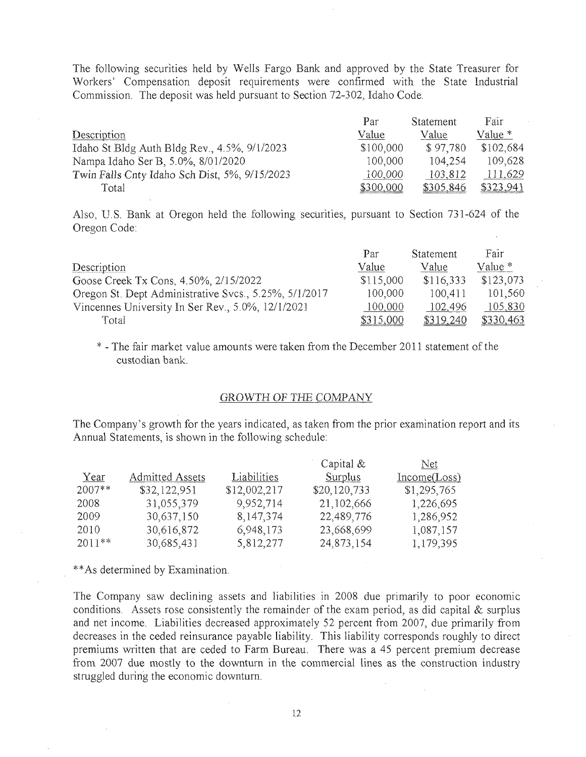The following securities held by Wells Fargo Bank and approved by the State Treasurer for Workers' Compensation deposit requirements were confirmed with the State Industrial Commission. The deposit was held pursuant to Section 72-302, Idaho Code.

| Description | Par Value | Statement Value | Fair Value * |
|---|---|---|---|
| Idaho St Bldg Auth Bldg Rev., 4.5%, 9/1/2023 | $100,000 | $ 97,780 | $102,684 |
| Nampa Idaho Ser B, 5.0%, 8/01/2020 | 100,000 | 104,254 | 109,628 |
| Twin Falls Cnty Idaho Sch Dist, 5%, 9/15/2023 | 100,000 | 103,812 | 111,629 |
| Total | $300,000 | $305,846 | $323,941 |

Also, U.S. Bank at Oregon held the following securities, pursuant to Section 731-624 of the Oregon Code:

| Description | Par Value | Statement Value | Fair Value * |
|---|---|---|---|
| Goose Creek Tx Cons, 4.50%, 2/15/2022 | $115,000 | $116,333 | $123,073 |
| Oregon St. Dept Administrative Svcs., 5.25%, 5/1/2017 | 100,000 | 100,411 | 101,560 |
| Vincennes University In Ser Rev., 5.0%, 12/1/2021 | 100,000 | 102,496 | 105,830 |
| Total | $315,000 | $319,240 | $330,463 |

\* - The fair market value amounts were taken from the December 2011 statement of the custodian bank.

## *GROWTH OF THE COMPANY*

The Company's growth for the years indicated, as taken from the prior examination report and its Annual Statements, is shown in the following schedule:

| Year | Admitted Assets | Liabilities | Capital & Surplus | Net Income(Loss) |
|---|---|---|---|---|
| 2007** | $32,122,951 | $12,002,217 | $20,120,733 | $1,295,765 |
| 2008 | 31,055,379 | 9,952,714 | 21,102,666 | 1,226,695 |
| 2009 | 30,637,150 | 8,147,374 | 22,489,776 | 1,286,952 |
| 2010 | 30,616,872 | 6,948,173 | 23,668,699 | 1,087,157 |
| 2011** | 30,685,431 | 5,812,277 | 24,873,154 | 1,179,395 |

**As determined by Examination.

The Company saw declining assets and liabilities in 2008 due primarily to poor economic conditions. Assets rose consistently the remainder of the exam period, as did capital & surplus and net income. Liabilities decreased approximately 52 percent from 2007, due primarily from decreases in the ceded reinsurance payable liability. This liability corresponds roughly to direct premiums written that are ceded to Farm Bureau. There was a 45 percent premium decrease from 2007 due mostly to the downturn in the commercial lines as the construction industry struggled during the economic downturn.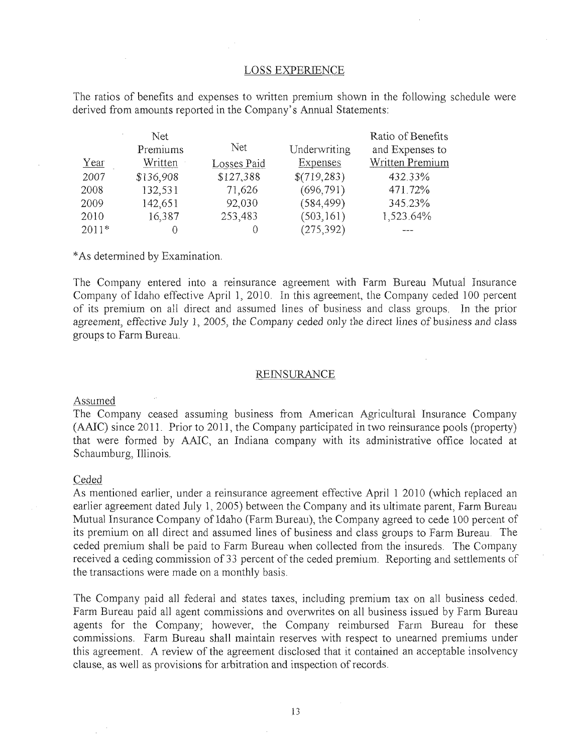## LOSS EXPERIENCE

The ratios of benefits and expenses to written premium shown in the following schedule were derived from amounts reported in the Company's Annual Statements:

| Year | Net Premiums Written | Net Losses Paid | Underwriting Expenses | Ratio of Benefits and Expenses to Written Premium |
|---|---|---|---|---|
| 2007 | $136,908 | $127,388 | $(719,283) | 432.33% |
| 2008 | 132,531 | 71,626 | (696,791) | 471.72% |
| 2009 | 142,651 | 92,030 | (584,499) | 345.23% |
| 2010 | 16,387 | 253,483 | (503,161) | 1,523.64% |
| 2011* | 0 | 0 | (275,392) | --- |

*As determined by Examination.

The Company entered into a reinsurance agreement with Farm Bureau Mutual Insurance Company of Idaho effective April 1, 2010. In this agreement, the Company ceded 100 percent of its premium on all direct and assumed lines of business and class groups. In the prior agreement, effective July 1, 2005, the Company ceded only the direct lines of business and class groups to Farm Bureau.

## REINSURANCE

### Assumed

The Company ceased assuming business from American Agricultural Insurance Company (AAIC) since 2011. Prior to 2011, the Company participated in two reinsurance pools (property) that were formed by AAIC, an Indiana company with its administrative office located at Schaumburg, Illinois.

### Ceded

As mentioned earlier, under a reinsurance agreement effective April 1 2010 (which replaced an earlier agreement dated July 1, 2005) between the Company and its ultimate parent, Farm Bureau Mutual Insurance Company of Idaho (Farm Bureau), the Company agreed to cede 100 percent of its premium on all direct and assumed lines of business and class groups to Farm Bureau. The ceded premium shall be paid to Farm Bureau when collected from the insureds. The Company received a ceding commission of 33 percent of the ceded premium. Reporting and settlements of the transactions were made on a monthly basis.

The Company paid all federal and states taxes, including premium tax on all business ceded. Farm Bureau paid all agent commissions and overwrites on all business issued by Farm Bureau agents for the Company; however, the Company reimbursed Farm Bureau for these commissions. Farm Bureau shall maintain reserves with respect to unearned premiums under this agreement. A review of the agreement disclosed that it contained an acceptable insolvency clause, as well as provisions for arbitration and inspection of records.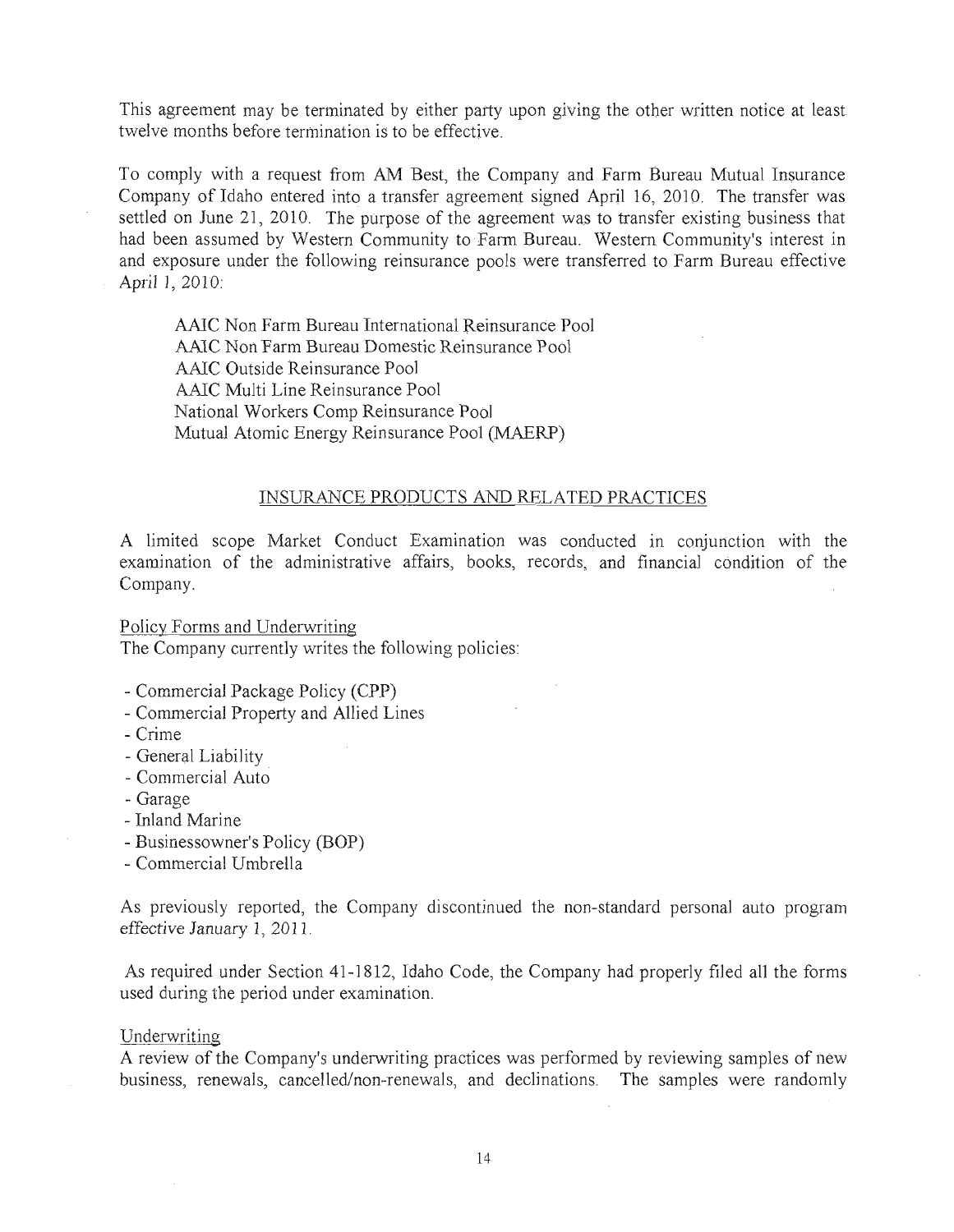This agreement may be terminated by either party upon giving the other written notice at least twelve months before termination is to be effective.

To comply with a request from AM Best, the Company and Farm Bureau Mutual Insurance Company of Idaho entered into a transfer agreement signed April 16, 2010. The transfer was settled on June 21, 2010. The purpose of the agreement was to transfer existing business that had been assumed by Western Community to Farm Bureau. Western Community's interest in and exposure under the following reinsurance pools were transferred to Farm Bureau effective April 1, 2010:

AAIC Non Farm Bureau International Reinsurance Pool
AAIC Non Farm Bureau Domestic Reinsurance Pool
AAIC Outside Reinsurance Pool
AAIC Multi Line Reinsurance Pool
National Workers Comp Reinsurance Pool
Mutual Atomic Energy Reinsurance Pool (MAERP)

## INSURANCE PRODUCTS AND RELATED PRACTICES

A limited scope Market Conduct Examination was conducted in conjunction with the examination of the administrative affairs, books, records, and financial condition of the Company.

### Policy Forms and Underwriting

The Company currently writes the following policies:

- Commercial Package Policy (CPP)
- Commercial Property and Allied Lines
- Crime
- General Liability
- Commercial Auto
- Garage
- Inland Marine
- Businessowner's Policy (BOP)
- Commercial Umbrella

As previously reported, the Company discontinued the non-standard personal auto program effective January 1, 2011.

As required under Section 41-1812, Idaho Code, the Company had properly filed all the forms used during the period under examination.

### Underwriting

A review of the Company's underwriting practices was performed by reviewing samples of new business, renewals, cancelled/non-renewals, and declinations. The samples were randomly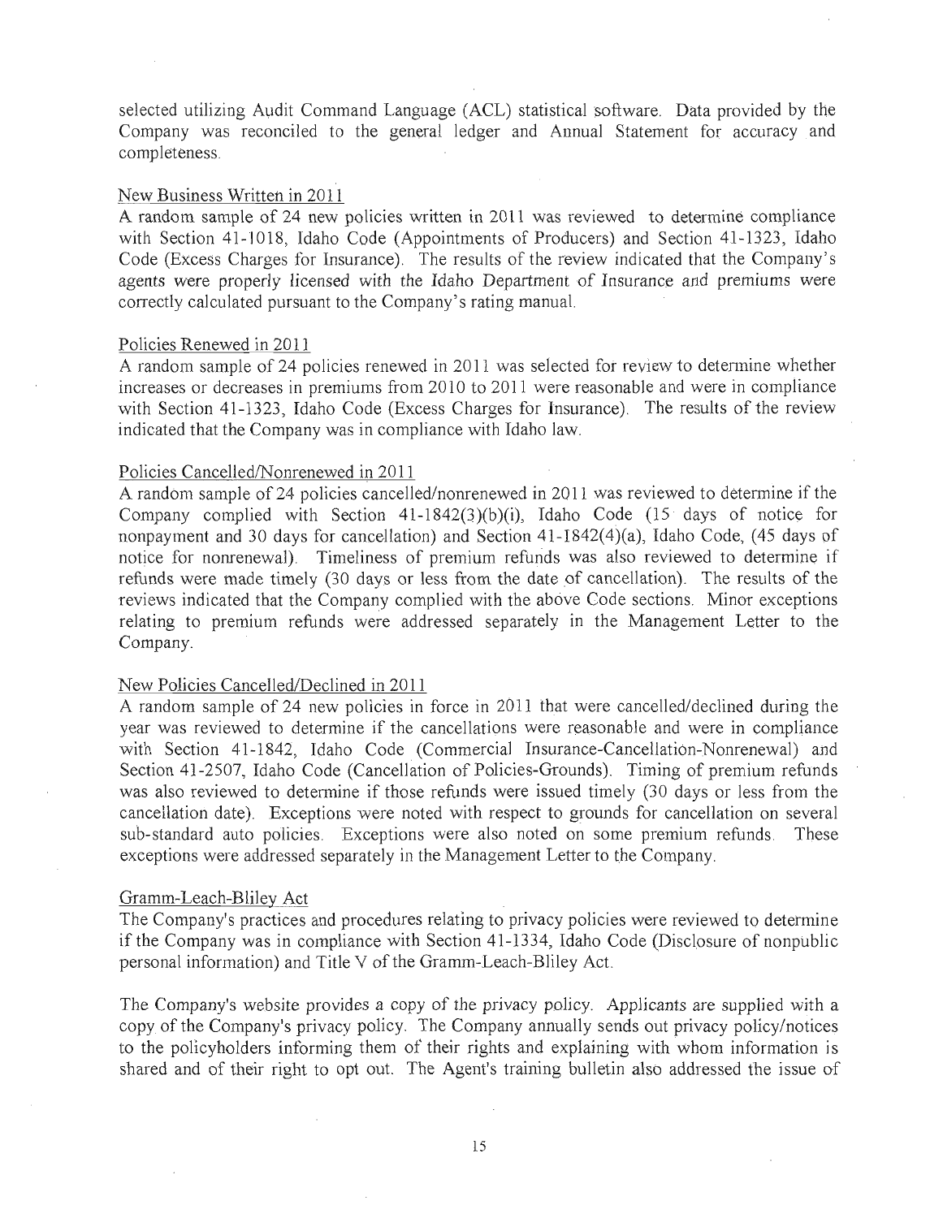selected utilizing Audit Command Language (ACL) statistical software. Data provided by the Company was reconciled to the general ledger and Annual Statement for accuracy and completeness.

### New Business Written in 2011

A random sample of 24 new policies written in 2011 was reviewed to determine compliance with Section 41-1018, Idaho Code (Appointments of Producers) and Section 41-1323, Idaho Code (Excess Charges for Insurance). The results of the review indicated that the Company's agents were properly licensed with the Idaho Department of Insurance and premiums were correctly calculated pursuant to the Company's rating manual.

### Policies Renewed in 2011

A random sample of 24 policies renewed in 2011 was selected for review to determine whether increases or decreases in premiums from 2010 to 2011 were reasonable and were in compliance with Section 41-1323, Idaho Code (Excess Charges for Insurance). The results of the review indicated that the Company was in compliance with Idaho law.

### Policies Cancelled/Nonrenewed in 2011

A random sample of 24 policies cancelled/nonrenewed in 2011 was reviewed to determine if the Company complied with Section 41-1842(3)(b)(i), Idaho Code (15 days of notice for nonpayment and 30 days for cancellation) and Section 41-1842(4)(a), Idaho Code, (45 days of notice for nonrenewal). Timeliness of premium refunds was also reviewed to determine if refunds were made timely (30 days or less from the date of cancellation). The results of the reviews indicated that the Company complied with the above Code sections. Minor exceptions relating to premium refunds were addressed separately in the Management Letter to the Company.

### New Policies Cancelled/Declined in 2011

A random sample of 24 new policies in force in 2011 that were cancelled/declined during the year was reviewed to determine if the cancellations were reasonable and were in compliance with Section 41-1842, Idaho Code (Commercial Insurance-Cancellation-Nonrenewal) and Section 41-2507, Idaho Code (Cancellation of Policies-Grounds). Timing of premium refunds was also reviewed to determine if those refunds were issued timely (30 days or less from the cancellation date). Exceptions were noted with respect to grounds for cancellation on several sub-standard auto policies. Exceptions were also noted on some premium refunds. These exceptions were addressed separately in the Management Letter to the Company.

### Gramm-Leach-Bliley Act

The Company's practices and procedures relating to privacy policies were reviewed to determine if the Company was in compliance with Section 41-1334, Idaho Code (Disclosure of nonpublic personal information) and Title V of the Gramm-Leach-Bliley Act.

The Company's website provides a copy of the privacy policy. Applicants are supplied with a copy of the Company's privacy policy. The Company annually sends out privacy policy/notices to the policyholders informing them of their rights and explaining with whom information is shared and of their right to opt out. The Agent's training bulletin also addressed the issue of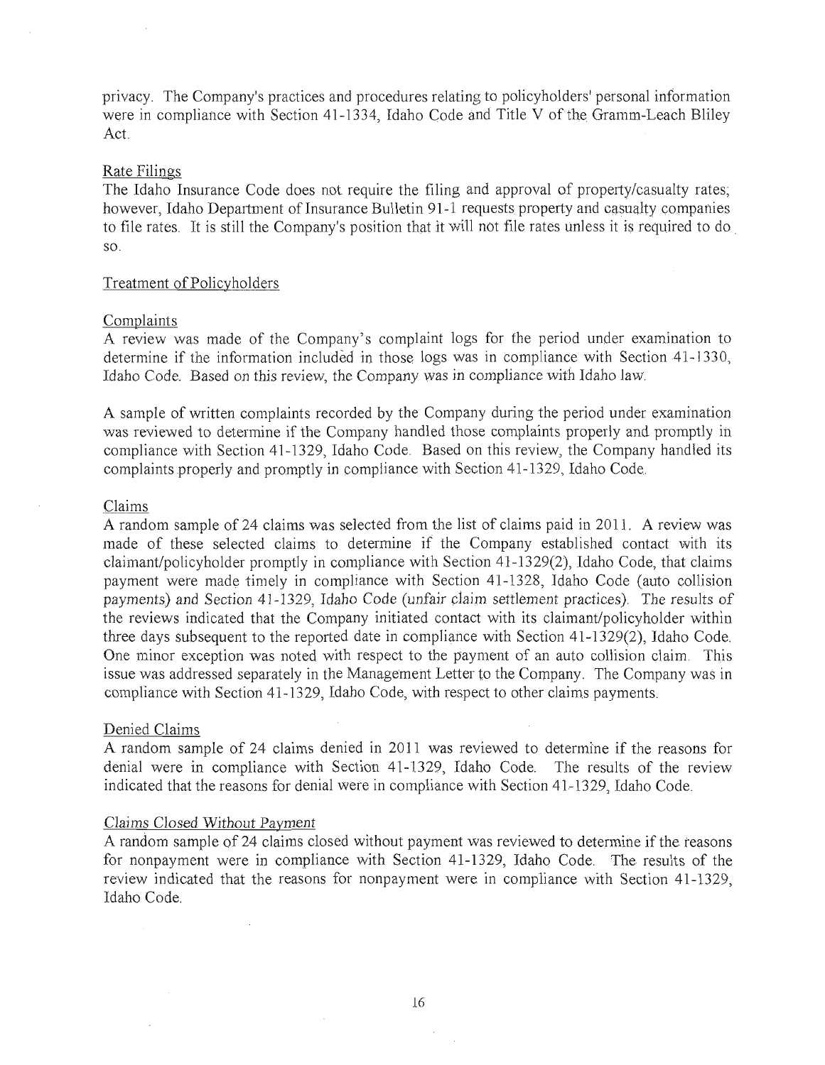privacy. The Company's practices and procedures relating to policyholders' personal information were in compliance with Section 41-1334, Idaho Code and Title V of the Gramm-Leach Bliley Act.

### Rate Filings

The Idaho Insurance Code does not require the filing and approval of property/casualty rates; however, Idaho Department of Insurance Bulletin 91-1 requests property and casualty companies to file rates. It is still the Company's position that it will not file rates unless it is required to do so.

### Treatment of Policyholders

#### Complaints

A review was made of the Company's complaint logs for the period under examination to determine if the information included in those logs was in compliance with Section 41-1330, Idaho Code. Based on this review, the Company was in compliance with Idaho law.

A sample of written complaints recorded by the Company during the period under examination was reviewed to determine if the Company handled those complaints properly and promptly in compliance with Section 41-1329, Idaho Code. Based on this review, the Company handled its complaints properly and promptly in compliance with Section 41-1329, Idaho Code.

#### Claims

A random sample of 24 claims was selected from the list of claims paid in 2011. A review was made of these selected claims to determine if the Company established contact with its claimant/policyholder promptly in compliance with Section 41-1329(2), Idaho Code, that claims payment were made timely in compliance with Section 41-1328, Idaho Code (auto collision payments) and Section 41-1329, Idaho Code (unfair claim settlement practices). The results of the reviews indicated that the Company initiated contact with its claimant/policyholder within three days subsequent to the reported date in compliance with Section 41-1329(2), Idaho Code. One minor exception was noted with respect to the payment of an auto collision claim. This issue was addressed separately in the Management Letter to the Company. The Company was in compliance with Section 41-1329, Idaho Code, with respect to other claims payments.

#### Denied Claims

A random sample of 24 claims denied in 2011 was reviewed to determine if the reasons for denial were in compliance with Section 41-1329, Idaho Code. The results of the review indicated that the reasons for denial were in compliance with Section 41-1329, Idaho Code.

#### Claims Closed Without Payment

A random sample of 24 claims closed without payment was reviewed to determine if the reasons for nonpayment were in compliance with Section 41-1329, Idaho Code. The results of the review indicated that the reasons for nonpayment were in compliance with Section 41-1329, Idaho Code.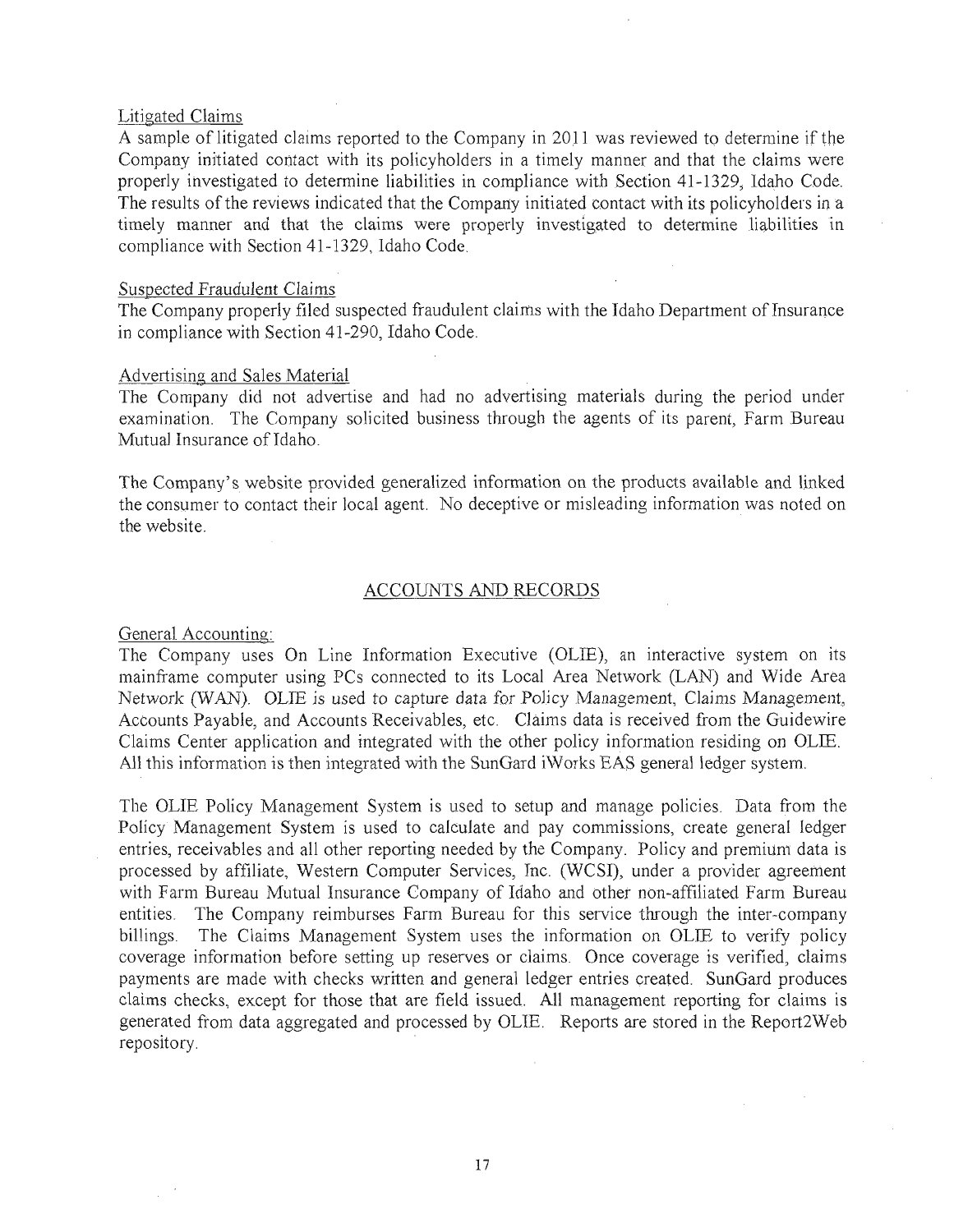### Litigated Claims

A sample of litigated claims reported to the Company in 2011 was reviewed to determine if the Company initiated contact with its policyholders in a timely manner and that the claims were properly investigated to determine liabilities in compliance with Section 41-1329, Idaho Code. The results of the reviews indicated that the Company initiated contact with its policyholders in a timely manner and that the claims were properly investigated to determine liabilities in compliance with Section 41-1329, Idaho Code.

### Suspected Fraudulent Claims

The Company properly filed suspected fraudulent claims with the Idaho Department of Insurance in compliance with Section 41-290, Idaho Code.

### Advertising and Sales Material

The Company did not advertise and had no advertising materials during the period under examination. The Company solicited business through the agents of its parent, Farm Bureau Mutual Insurance of Idaho.

The Company's website provided generalized information on the products available and linked the consumer to contact their local agent. No deceptive or misleading information was noted on the website.

## ACCOUNTS AND RECORDS

### General Accounting:

The Company uses On Line Information Executive (OLIE), an interactive system on its mainframe computer using PCs connected to its Local Area Network (LAN) and Wide Area Network (WAN). OLIE is used to capture data for Policy Management, Claims Management, Accounts Payable, and Accounts Receivables, etc. Claims data is received from the Guidewire Claims Center application and integrated with the other policy information residing on OLIE. All this information is then integrated with the SunGard iWorks EAS general ledger system.

The OLIE Policy Management System is used to setup and manage policies. Data from the Policy Management System is used to calculate and pay commissions, create general ledger entries, receivables and all other reporting needed by the Company. Policy and premium data is processed by affiliate, Western Computer Services, Inc. (WCSI), under a provider agreement with Farm Bureau Mutual Insurance Company of Idaho and other non-affiliated Farm Bureau entities. The Company reimburses Farm Bureau for this service through the inter-company billings. The Claims Management System uses the information on OLIE to verify policy coverage information before setting up reserves or claims. Once coverage is verified, claims payments are made with checks written and general ledger entries created. SunGard produces claims checks, except for those that are field issued. All management reporting for claims is generated from data aggregated and processed by OLIE. Reports are stored in the Report2Web repository.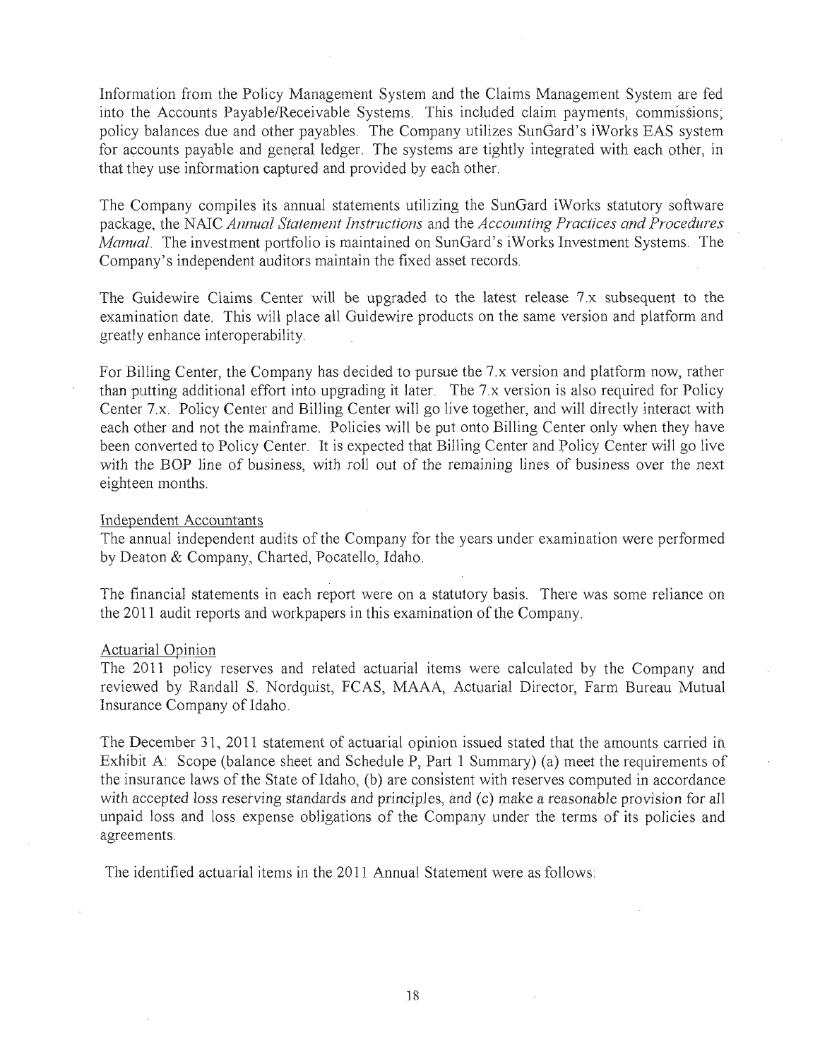Information from the Policy Management System and the Claims Management System are fed into the Accounts Payable/Receivable Systems. This included claim payments, commissions, policy balances due and other payables. The Company utilizes SunGard's iWorks EAS system for accounts payable and general ledger. The systems are tightly integrated with each other, in that they use information captured and provided by each other.

The Company compiles its annual statements utilizing the SunGard iWorks statutory software package, the NAIC *Annual Statement Instructions* and the *Accounting Practices and Procedures Manual*. The investment portfolio is maintained on SunGard's iWorks Investment Systems. The Company's independent auditors maintain the fixed asset records.

The Guidewire Claims Center will be upgraded to the latest release 7.x subsequent to the examination date. This will place all Guidewire products on the same version and platform and greatly enhance interoperability.

For Billing Center, the Company has decided to pursue the 7.x version and platform now, rather than putting additional effort into upgrading it later. The 7.x version is also required for Policy Center 7.x. Policy Center and Billing Center will go live together, and will directly interact with each other and not the mainframe. Policies will be put onto Billing Center only when they have been converted to Policy Center. It is expected that Billing Center and Policy Center will go live with the BOP line of business, with roll out of the remaining lines of business over the next eighteen months.

Independent Accountants

The annual independent audits of the Company for the years under examination were performed by Deaton & Company, Charted, Pocatello, Idaho.

The financial statements in each report were on a statutory basis. There was some reliance on the 2011 audit reports and workpapers in this examination of the Company.

Actuarial Opinion

The 2011 policy reserves and related actuarial items were calculated by the Company and reviewed by Randall S. Nordquist, FCAS, MAAA, Actuarial Director, Farm Bureau Mutual Insurance Company of Idaho.

The December 31, 2011 statement of actuarial opinion issued stated that the amounts carried in Exhibit A: Scope (balance sheet and Schedule P, Part 1 Summary) (a) meet the requirements of the insurance laws of the State of Idaho, (b) are consistent with reserves computed in accordance with accepted loss reserving standards and principles, and (c) make a reasonable provision for all unpaid loss and loss expense obligations of the Company under the terms of its policies and agreements.

The identified actuarial items in the 2011 Annual Statement were as follows: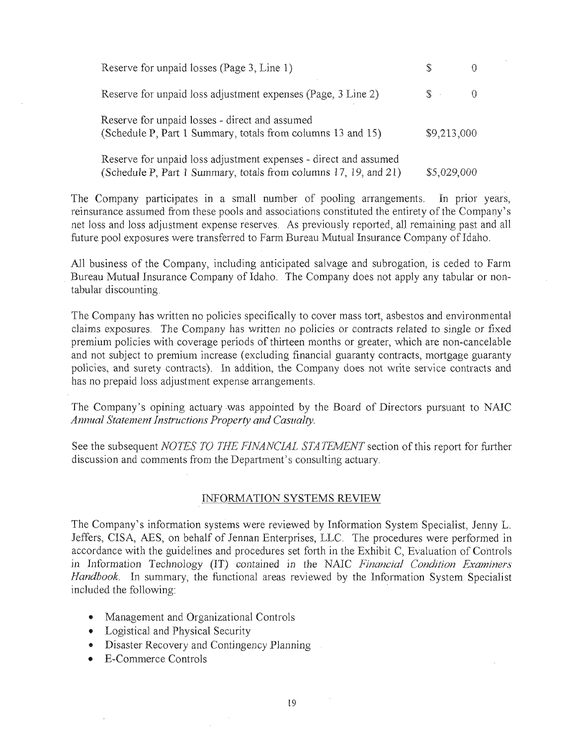| | |
|---|---|
| Reserve for unpaid losses (Page 3, Line 1) | $ 0 |
| Reserve for unpaid loss adjustment expenses (Page, 3 Line 2) | $ 0 |
| Reserve for unpaid losses - direct and assumed (Schedule P, Part 1 Summary, totals from columns 13 and 15) | $9,213,000 |
| Reserve for unpaid loss adjustment expenses - direct and assumed (Schedule P, Part 1 Summary, totals from columns 17, 19, and 21) | $5,029,000 |

The Company participates in a small number of pooling arrangements. In prior years, reinsurance assumed from these pools and associations constituted the entirety of the Company's net loss and loss adjustment expense reserves. As previously reported, all remaining past and all future pool exposures were transferred to Farm Bureau Mutual Insurance Company of Idaho.

All business of the Company, including anticipated salvage and subrogation, is ceded to Farm Bureau Mutual Insurance Company of Idaho. The Company does not apply any tabular or non-tabular discounting.

The Company has written no policies specifically to cover mass tort, asbestos and environmental claims exposures. The Company has written no policies or contracts related to single or fixed premium policies with coverage periods of thirteen months or greater, which are non-cancelable and not subject to premium increase (excluding financial guaranty contracts, mortgage guaranty policies, and surety contracts). In addition, the Company does not write service contracts and has no prepaid loss adjustment expense arrangements.

The Company's opining actuary was appointed by the Board of Directors pursuant to NAIC *Annual Statement Instructions Property and Casualty*.

See the subsequent *NOTES TO THE FINANCIAL STATEMENT* section of this report for further discussion and comments from the Department's consulting actuary.

## INFORMATION SYSTEMS REVIEW

The Company's information systems were reviewed by Information System Specialist, Jenny L. Jeffers, CISA, AES, on behalf of Jennan Enterprises, LLC. The procedures were performed in accordance with the guidelines and procedures set forth in the Exhibit C, Evaluation of Controls in Information Technology (IT) contained in the NAIC *Financial Condition Examiners Handbook*. In summary, the functional areas reviewed by the Information System Specialist included the following:

- Management and Organizational Controls
- Logistical and Physical Security
- Disaster Recovery and Contingency Planning
- E-Commerce Controls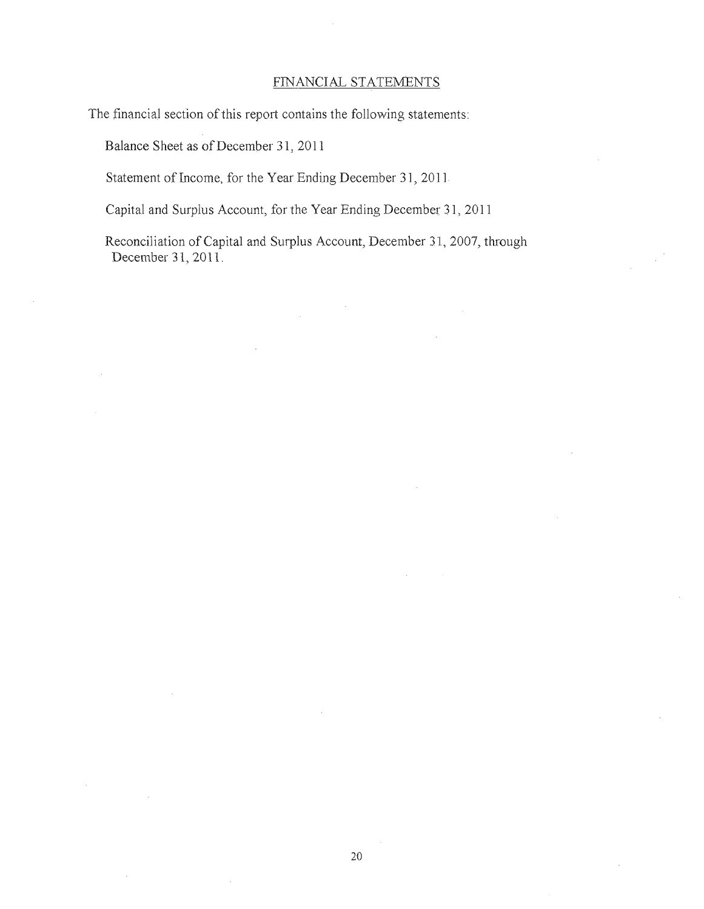## FINANCIAL STATEMENTS

The financial section of this report contains the following statements:

Balance Sheet as of December 31, 2011

Statement of Income, for the Year Ending December 31, 2011

Capital and Surplus Account, for the Year Ending December 31, 2011

Reconciliation of Capital and Surplus Account, December 31, 2007, through December 31, 2011.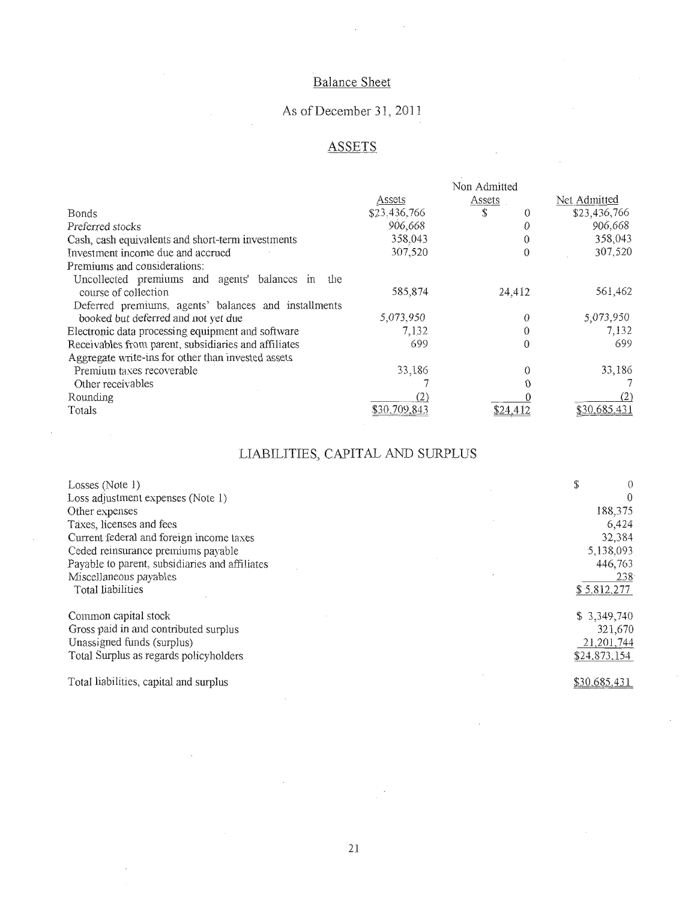## Balance Sheet

### As of December 31, 2011

### ASSETS

| | Assets | Non Admitted Assets | Net Admitted |
|---|---|---|---|
| Bonds | $23,436,766 | $ 0 | $23,436,766 |
| *Preferred stocks* | 906,668 | 0 | 906,668 |
| Cash, cash equivalents and short-term investments | 358,043 | 0 | 358,043 |
| Investment income due and accrued | 307,520 | 0 | 307,520 |
| Premiums and considerations: | | | |
| Uncollected premiums and agents' balances in the course of collection | 585,874 | 24,412 | 561,462 |
| Deferred premiums, agents' balances and installments booked but deferred and not yet due | 5,073,950 | 0 | 5,073,950 |
| Electronic data processing equipment and software | 7,132 | 0 | 7,132 |
| Receivables from parent, subsidiaries and affiliates | 699 | 0 | 699 |
| Aggregate write-ins for other than invested assets | | | |
| Premium taxes recoverable | 33,186 | 0 | 33,186 |
| Other receivables | 7 | 0 | 7 |
| Rounding | (2) | 0 | (2) |
| Totals | $30,709,843 | $24,412 | $30,685,431 |

## LIABILITIES, CAPITAL AND SURPLUS

| | |
|---|---|
| Losses (Note 1) | $ 0 |
| Loss adjustment expenses (Note 1) | 0 |
| Other expenses | 188,375 |
| Taxes, licenses and fees | 6,424 |
| Current federal and foreign income taxes | 32,384 |
| Ceded reinsurance premiums payable | 5,138,093 |
| Payable to parent, subsidiaries and affiliates | 446,763 |
| Miscellaneous payables | 238 |
| Total liabilities | $ 5,812,277 |
| | |
| Common capital stock | $ 3,349,740 |
| Gross paid in and contributed surplus | 321,670 |
| Unassigned funds (surplus) | 21,201,744 |
| Total Surplus as regards policyholders | $24,873,154 |
| | |
| Total liabilities, capital and surplus | $30,685,431 |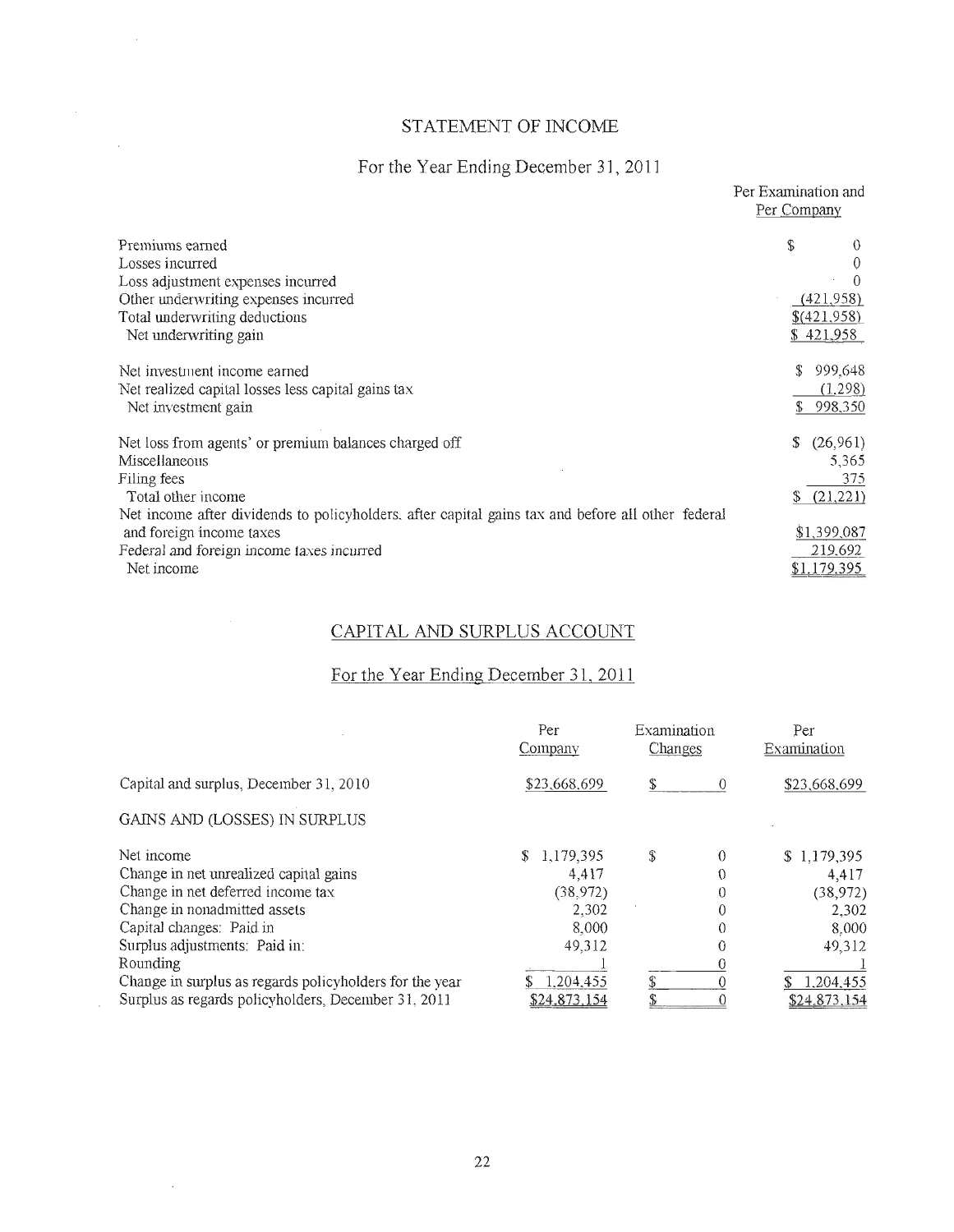# STATEMENT OF INCOME

## For the Year Ending December 31, 2011

| | Per Examination and Per Company |
|---|---|
| Premiums earned | $ 0 |
| Losses incurred | 0 |
| Loss adjustment expenses incurred | 0 |
| Other underwriting expenses incurred | (421,958) |
| Total underwriting deductions | $(421,958) |
| Net underwriting gain | $ 421,958 |
| | |
| Net investment income earned | $ 999,648 |
| Net realized capital losses less capital gains tax | (1,298) |
| Net investment gain | $ 998,350 |
| | |
| Net loss from agents' or premium balances charged off | $ (26,961) |
| Miscellaneous | 5,365 |
| Filing fees | 375 |
| Total other income | $ (21,221) |
| Net income after dividends to policyholders, after capital gains tax and before all other federal and foreign income taxes | $1,399,087 |
| Federal and foreign income taxes incurred | 219,692 |
| Net income | $1,179,395 |

# CAPITAL AND SURPLUS ACCOUNT

## For the Year Ending December 31, 2011

| | Per Company | Examination Changes | Per Examination |
|---|---|---|---|
| Capital and surplus, December 31, 2010 | $23,668,699 | $ 0 | $23,668,699 |
| GAINS AND (LOSSES) IN SURPLUS | | | |
| Net income | $ 1,179,395 | $ 0 | $ 1,179,395 |
| Change in net unrealized capital gains | 4,417 | 0 | 4,417 |
| Change in net deferred income tax | (38,972) | 0 | (38,972) |
| Change in nonadmitted assets | 2,302 | 0 | 2,302 |
| Capital changes: Paid in | 8,000 | 0 | 8,000 |
| Surplus adjustments: Paid in: | 49,312 | 0 | 49,312 |
| Rounding | 1 | 0 | 1 |
| Change in surplus as regards policyholders for the year | $ 1,204,455 | $ 0 | $ 1,204,455 |
| Surplus as regards policyholders, December 31, 2011 | $24,873,154 | $ 0 | $24,873,154 |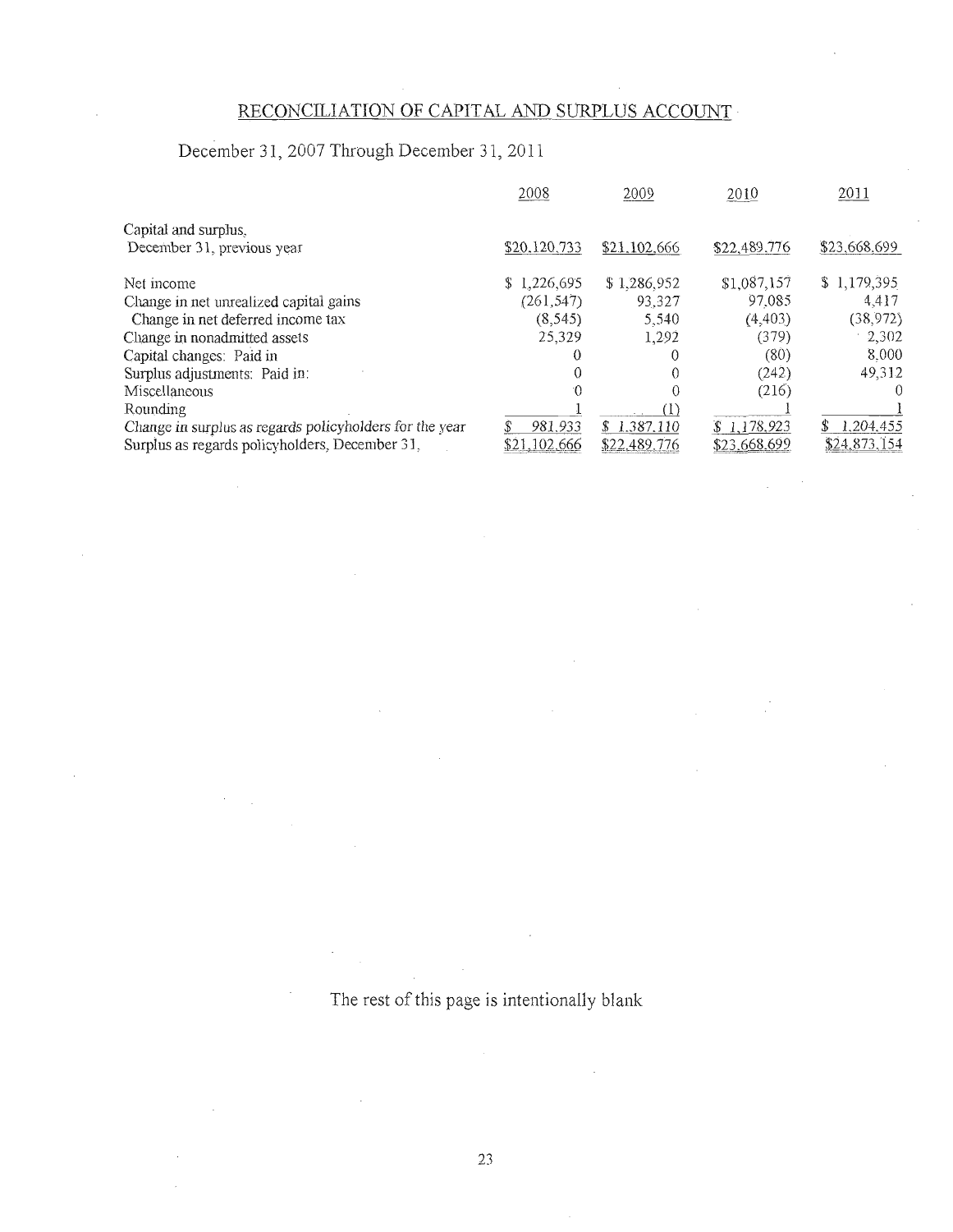# RECONCILIATION OF CAPITAL AND SURPLUS ACCOUNT

## December 31, 2007 Through December 31, 2011

| | 2008 | 2009 | 2010 | 2011 |
|---|---|---|---|---|
| Capital and surplus, December 31, previous year | $20,120,733 | $21,102,666 | $22,489,776 | $23,668,699 |
| Net income | $ 1,226,695 | $ 1,286,952 | $1,087,157 | $ 1,179,395 |
| Change in net unrealized capital gains | (261,547) | 93,327 | 97,085 | 4,417 |
| Change in net deferred income tax | (8,545) | 5,540 | (4,403) | (38,972) |
| Change in nonadmitted assets | 25,329 | 1,292 | (379) | 2,302 |
| Capital changes: Paid in | 0 | 0 | (80) | 8,000 |
| Surplus adjustments: Paid in: | 0 | 0 | (242) | 49,312 |
| Miscellaneous | 0 | 0 | (216) | 0 |
| Rounding | 1 | (1) | 1 | 1 |
| Change in surplus as regards policyholders for the year | $ 981,933 | $ 1,387,110 | $ 1,178,923 | $ 1,204,455 |
| Surplus as regards policyholders, December 31, | $21,102,666 | $22,489,776 | $23,668,699 | $24,873,154 |

The rest of this page is intentionally blank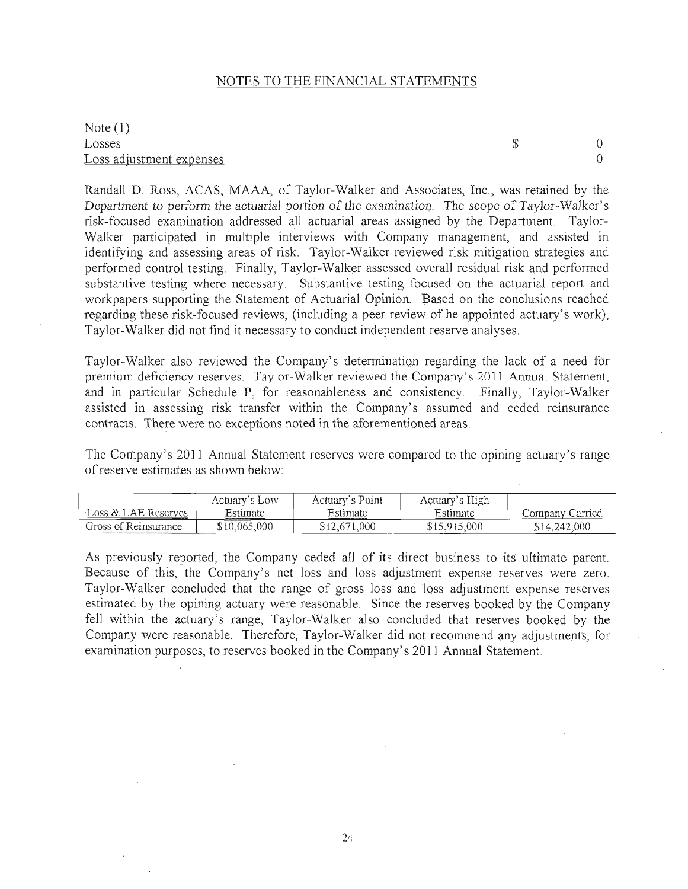## NOTES TO THE FINANCIAL STATEMENTS

Note (1)

| | | |
|---|---|---|
| Losses | $ | 0 |
| Loss adjustment expenses | | 0 |

Randall D. Ross, ACAS, MAAA, of Taylor-Walker and Associates, Inc., was retained by the Department to perform the actuarial portion of the examination. The scope of Taylor-Walker's risk-focused examination addressed all actuarial areas assigned by the Department. Taylor-Walker participated in multiple interviews with Company management, and assisted in identifying and assessing areas of risk. Taylor-Walker reviewed risk mitigation strategies and performed control testing. Finally, Taylor-Walker assessed overall residual risk and performed substantive testing where necessary. Substantive testing focused on the actuarial report and workpapers supporting the Statement of Actuarial Opinion. Based on the conclusions reached regarding these risk-focused reviews, (including a peer review of he appointed actuary's work), Taylor-Walker did not find it necessary to conduct independent reserve analyses.

Taylor-Walker also reviewed the Company's determination regarding the lack of a need for premium deficiency reserves. Taylor-Walker reviewed the Company's 2011 Annual Statement, and in particular Schedule P, for reasonableness and consistency. Finally, Taylor-Walker assisted in assessing risk transfer within the Company's assumed and ceded reinsurance contracts. There were no exceptions noted in the aforementioned areas.

The Company's 2011 Annual Statement reserves were compared to the opining actuary's range of reserve estimates as shown below:

| Loss & LAE Reserves | Actuary's Low Estimate | Actuary's Point Estimate | Actuary's High Estimate | Company Carried |
|---|---|---|---|---|
| Gross of Reinsurance | $10,065,000 | $12,671,000 | $15,915,000 | $14,242,000 |

As previously reported, the Company ceded all of its direct business to its ultimate parent. Because of this, the Company's net loss and loss adjustment expense reserves were zero. Taylor-Walker concluded that the range of gross loss and loss adjustment expense reserves estimated by the opining actuary were reasonable. Since the reserves booked by the Company fell within the actuary's range, Taylor-Walker also concluded that reserves booked by the Company were reasonable. Therefore, Taylor-Walker did not recommend any adjustments, for examination purposes, to reserves booked in the Company's 2011 Annual Statement.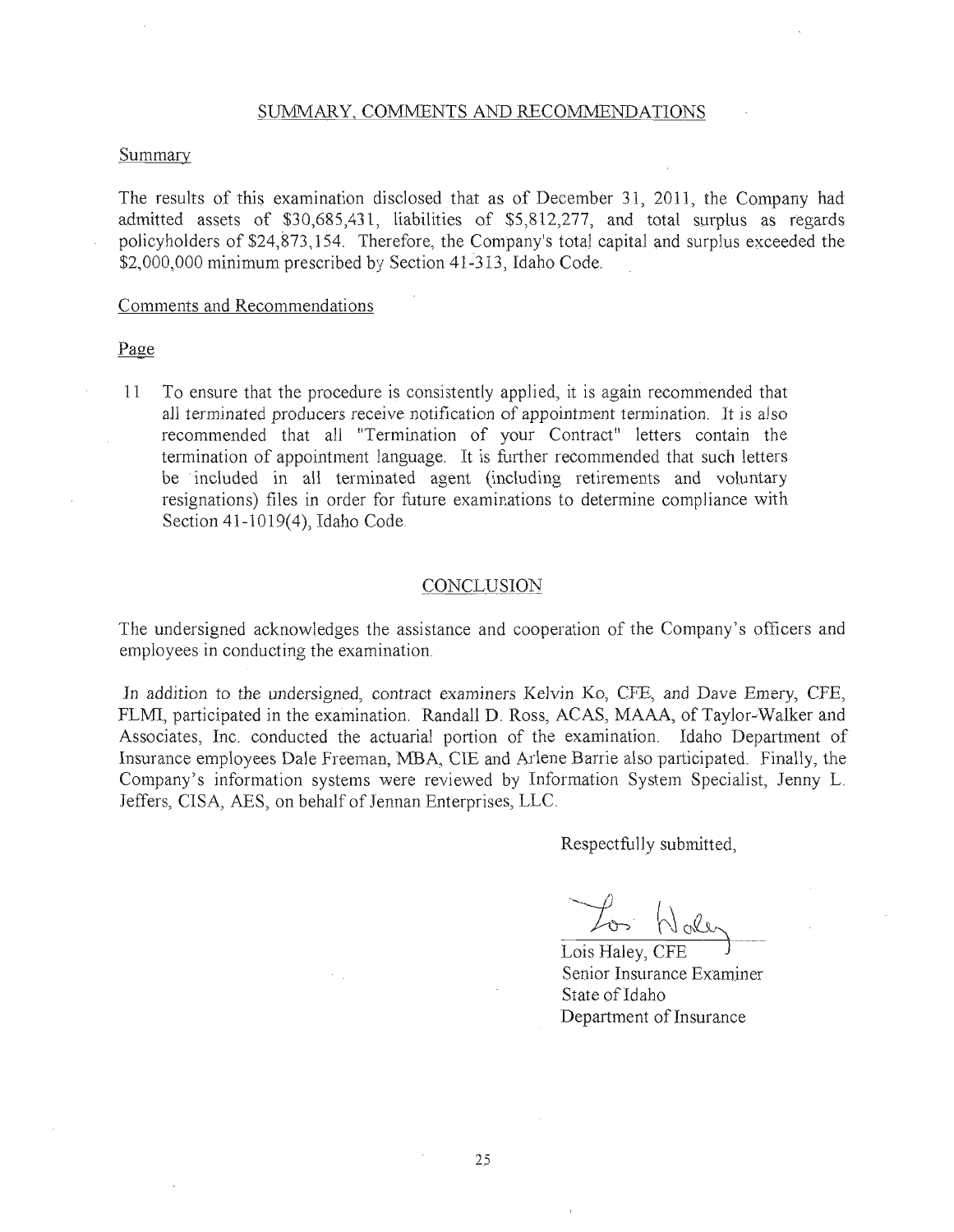## SUMMARY, COMMENTS AND RECOMMENDATIONS

### Summary

The results of this examination disclosed that as of December 31, 2011, the Company had admitted assets of $30,685,431, liabilities of $5,812,277, and total surplus as regards policyholders of $24,873,154. Therefore, the Company's total capital and surplus exceeded the $2,000,000 minimum prescribed by Section 41-313, Idaho Code.

### Comments and Recommendations

Page

11 To ensure that the procedure is consistently applied, it is again recommended that all terminated producers receive notification of appointment termination. It is also recommended that all "Termination of your Contract" letters contain the termination of appointment language. It is further recommended that such letters be included in all terminated agent (including retirements and voluntary resignations) files in order for future examinations to determine compliance with Section 41-1019(4), Idaho Code.

## CONCLUSION

The undersigned acknowledges the assistance and cooperation of the Company's officers and employees in conducting the examination.

In addition to the undersigned, contract examiners Kelvin Ko, CFE, and Dave Emery, CFE, FLMI, participated in the examination. Randall D. Ross, ACAS, MAAA, of Taylor-Walker and Associates, Inc. conducted the actuarial portion of the examination. Idaho Department of Insurance employees Dale Freeman, MBA, CIE and Arlene Barrie also participated. Finally, the Company's information systems were reviewed by Information System Specialist, Jenny L. Jeffers, CISA, AES, on behalf of Jennan Enterprises, LLC.

Respectfully submitted,

Lois Haley, CFE
Senior Insurance Examiner
State of Idaho
Department of Insurance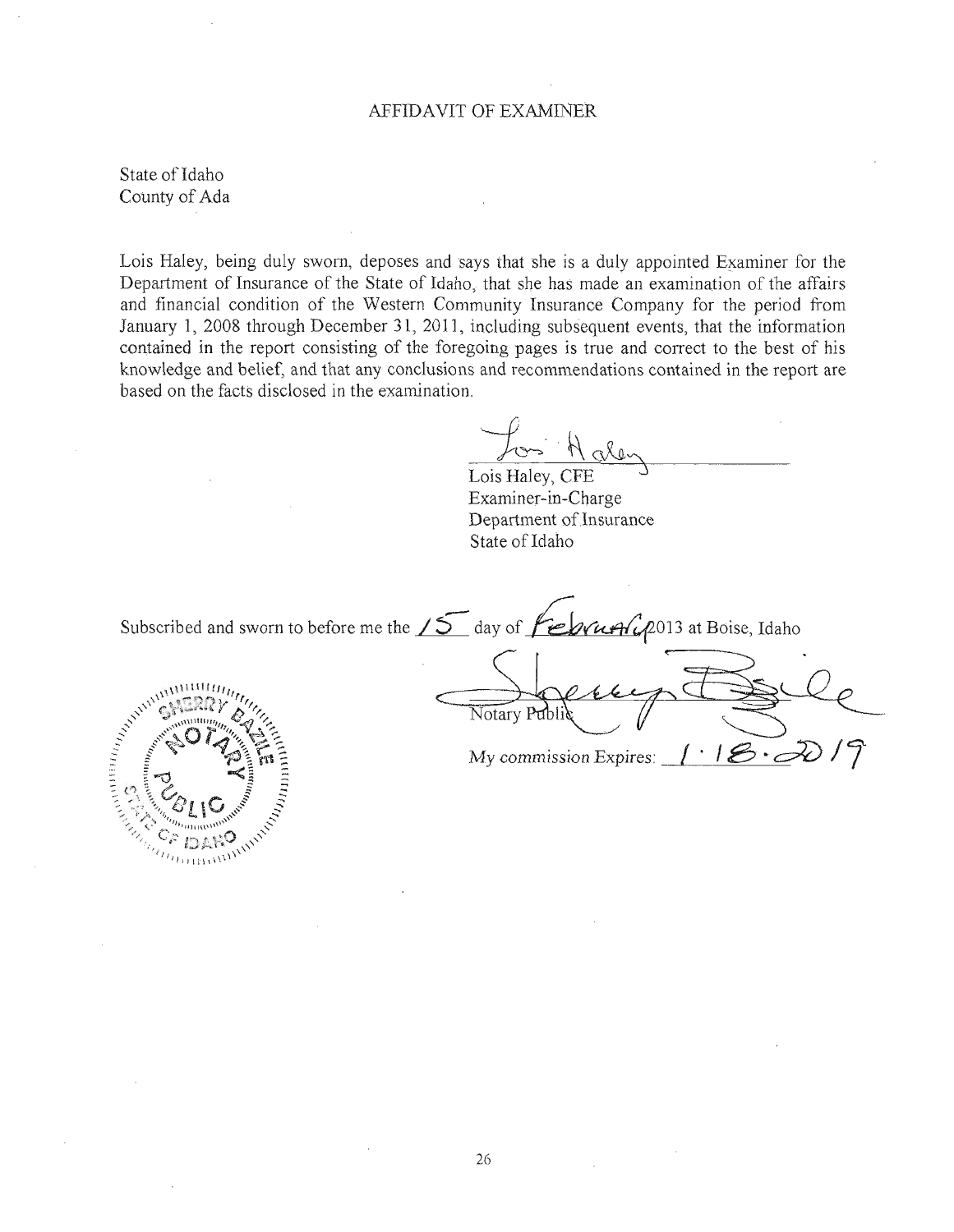# AFFIDAVIT OF EXAMINER

State of Idaho
County of Ada

Lois Haley, being duly sworn, deposes and says that she is a duly appointed Examiner for the Department of Insurance of the State of Idaho, that she has made an examination of the affairs and financial condition of the Western Community Insurance Company for the period from January 1, 2008 through December 31, 2011, including subsequent events, that the information contained in the report consisting of the foregoing pages is true and correct to the best of his knowledge and belief, and that any conclusions and recommendations contained in the report are based on the facts disclosed in the examination.

Lois Haley, CFE
Examiner-in-Charge
Department of Insurance
State of Idaho

Subscribed and sworn to before me the 15 day of February 2013 at Boise, Idaho

Notary Public

My commission Expires: 1 · 18 · 2019

SHERRY BAZILE
NOTARY
PUBLIC
STATE OF IDAHO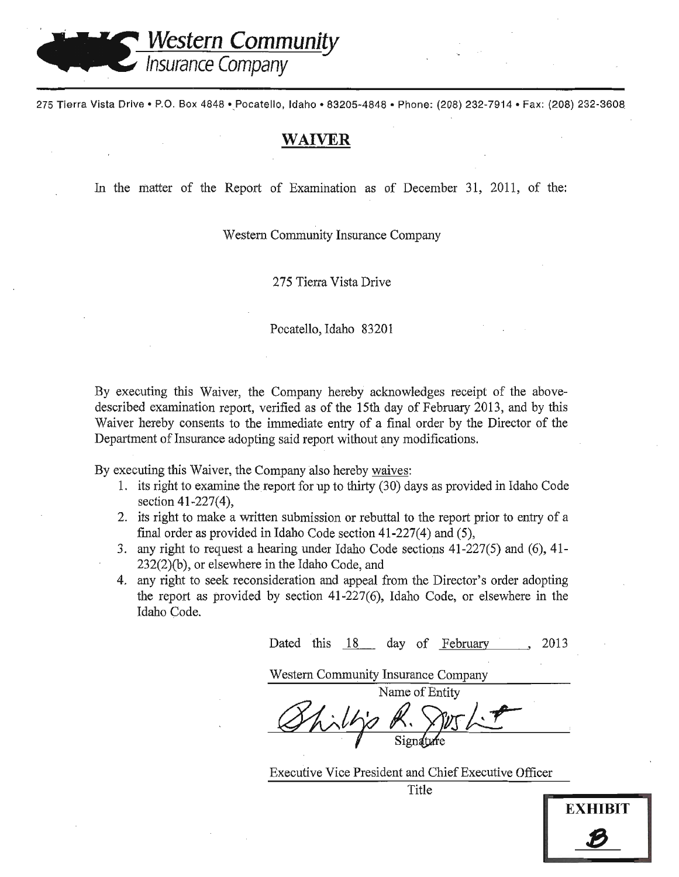**Western Community Insurance Company**

275 Tierra Vista Drive • P.O. Box 4848 • Pocatello, Idaho • 83205-4848 • Phone: (208) 232-7914 • Fax: (208) 232-3608

## WAIVER

In the matter of the Report of Examination as of December 31, 2011, of the:

Western Community Insurance Company

275 Tierra Vista Drive

Pocatello, Idaho 83201

By executing this Waiver, the Company hereby acknowledges receipt of the above-described examination report, verified as of the 15th day of February 2013, and by this Waiver hereby consents to the immediate entry of a final order by the Director of the Department of Insurance adopting said report without any modifications.

By executing this Waiver, the Company also hereby waives:

1. its right to examine the report for up to thirty (30) days as provided in Idaho Code section 41-227(4),
2. its right to make a written submission or rebuttal to the report prior to entry of a final order as provided in Idaho Code section 41-227(4) and (5),
3. any right to request a hearing under Idaho Code sections 41-227(5) and (6), 41-232(2)(b), or elsewhere in the Idaho Code, and
4. any right to seek reconsideration and appeal from the Director's order adopting the report as provided by section 41-227(6), Idaho Code, or elsewhere in the Idaho Code.

Dated this 18 day of February, 2013

Western Community Insurance Company
Name of Entity

Phillip R. Joslin
Signature

Executive Vice President and Chief Executive Officer
Title

EXHIBIT B